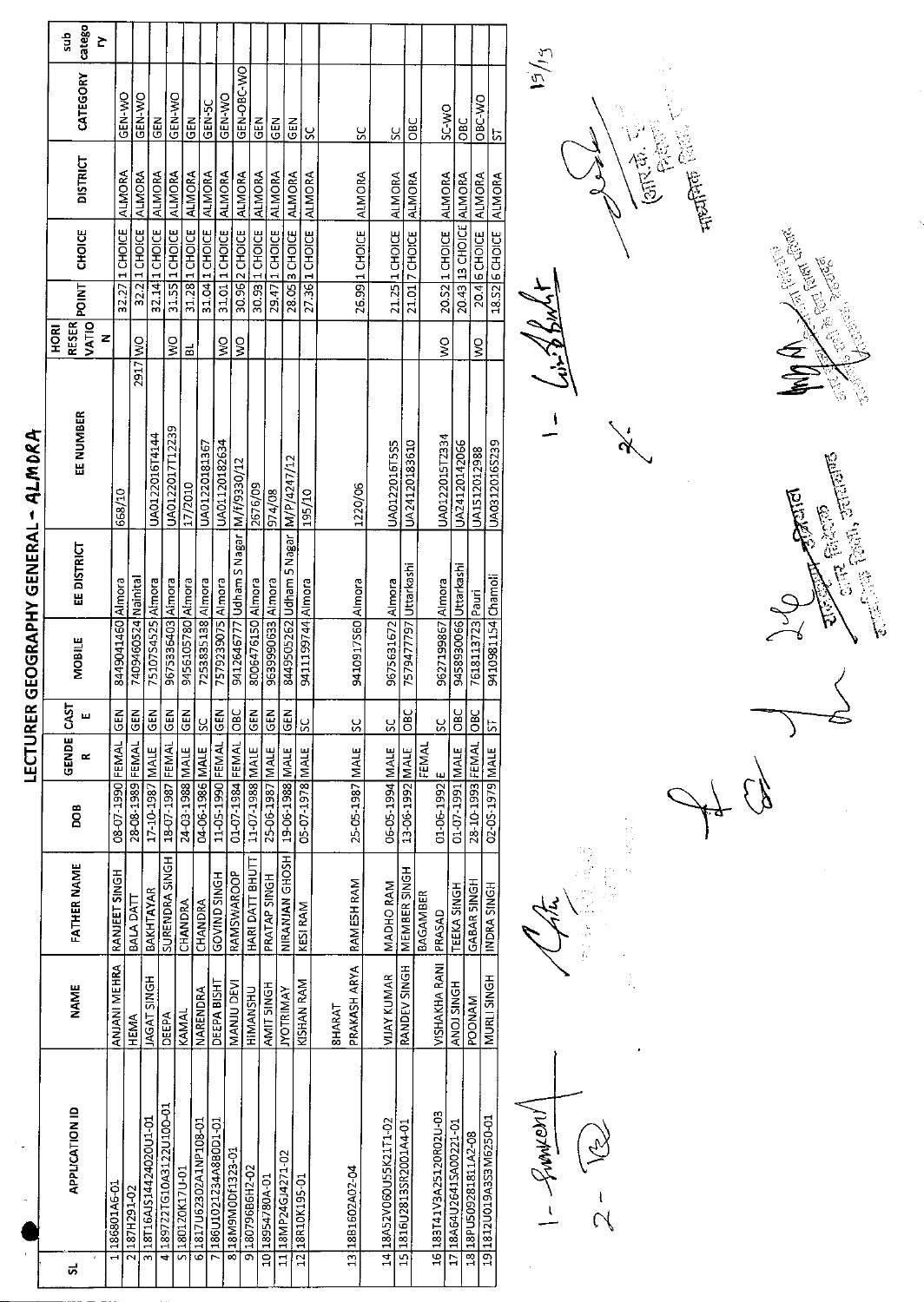# LECTURER GEOGRAPHY GENERAL - ALMORA

| SL | APPLICATION ID | NAME | FATHER NAME | DOB | GENDER | CASTE | MOBILE | EE DISTRICT | EE NUMBER | HORI RESERVATION | POINT | CHOICE | DISTRICT | CATEGORY | sub category |
|---|---|---|---|---|---|---|---|---|---|---|---|---|---|---|---|
| 1 | 186801A6-01 | ANJANI MEHRA | RANJEET SINGH | 08-07-1990 | FEMAL | GEN | 8449041460 | Almora | 668/10 | | 32.27 | 1 CHOICE | ALMORA | GEN-WO | |
| 2 | 187H291-02 | HEMA | BALA DATT | 28-08-1989 | FEMAL | GEN | 7409460524 | Nainital | 2917 | WO | 32.2 | 1 CHOICE | ALMORA | GEN-WO | |
| 3 | 18T16AJS14424020U1-01 | JAGAT SINGH | BAKHTAYAR | 17-10-1987 | MALE | GEN | 7510754525 | Almora | | | 32.14 | 1 CHOICE | ALMORA | GEN | |
| 4 | 189722TG10A3122U10D-01 | DEEPA | SURENDRA SINGH | 18-07-1987 | FEMAL | GEN | 9675336403 | Almora | UA01220016T4144 | WO | 31.55 | 1 CHOICE | ALMORA | GEN-WO | |
| 5 | 180120K17U-01 | KAMAL | CHANDRA | 24-03-1988 | MALE | GEN | 9456105780 | Almora | UA0122017T12239 | BL | 31.28 | 1 CHOICE | ALMORA | GEN | |
| 6 | 1817U62302A1NP108-01 | NARENDRA | CHANDRA | 04-06-1986 | MALE | SC | 7253835138 | Almora | 17/2010 | | 31.04 | 1 CHOICE | ALMORA | GEN-SC | |
| 7 | 186U1021234A8BOD1-01 | DEEPA BISHT | GOVIND SINGH | 11-05-1990 | FEMAL | GEN | 7579239075 | Almora | UA01220181367 | WO | 31.01 | 1 CHOICE | ALMORA | GEN-WO | |
| 8 | 18M9MODf1323-01 | MANJU DEVI | RAMSWAROOP | 01-07-1984 | FEMAL | OBC | 9412646777 | Udham S Nagar | UA01120182634 | WO | 30.96 | 2 CHOICE | ALMORA | GEN-OBC-WO | |
| 9 | 180796B6H2-02 | HIMANSHU | HARI DATT BHUTT | 11-07-1988 | MALE | GEN | 8006476150 | Almora | M/f/9330/12 | | 30.93 | 1 CHOICE | ALMORA | GEN | |
| 10 | 18954780A-01 | AMIT SINGH | PRATAP SINGH | 25-06-1987 | MALE | GEN | 9639990633 | Almora | 2676/09 | | 29.47 | 1 CHOICE | ALMORA | GEN | |
| 11 | 18MP24GJ4271-02 | JYOTRIMAY | NIRANJAN GHOSH | 19-06-1988 | MALE | GEN | 8449505262 | Udham S Nagar | 974/08 | | 28.05 | 3 CHOICE | ALMORA | GEN | |
| 12 | 18R10K195-01 | KISHAN RAM | KESI RAM | 05-07-1978 | MALE | SC | 9411199744 | Almora | M/P/4247/12 | | 27.36 | 1 CHOICE | ALMORA | SC | |
| 13 | 18B1602A02-04 | BHARAT PRAKASH ARYA | RAMESH RAM | 25-05-1987 | MALE | SC | 9410917560 | Almora | 195/10 | | 26.99 | 1 CHOICE | ALMORA | SC | |
| 14 | 18A52V060U55K21T1-02 | VIJAY KUMAR | MADHO RAM | 06-05-1994 | MALE | SC | 9675631672 | Almora | 1220/06 | | 21.25 | 1 CHOICE | ALMORA | SC | |
| 15 | 1816U2813SR2001A44-01 | RANDEV SINGH | MEMBER SINGH | 13-06-1992 | MALE | OBC | 7579477797 | Uttarkashi | UA0122016T555 | | 21.01 | 7 CHOICE | ALMORA | OBC | |
| 16 | 183T41V3A2512OR02U-03 | VISHAKHA RANI | BAGAMBER PRASAD | 01-06-1992 | FEMALE | SC | 9627199867 | Almora | UA24120183610 | WO | 20.52 | 1 CHOICE | ALMORA | SC-WO | |
| 17 | 18A6U2641SA00221-01 | ANOJ SINGH | TEEKA SINGH | 01-07-1991 | MALE | OBC | 9458930066 | Uttarkashi | UA0122015T2334 | | 20.43 | 13 CHOICE | ALMORA | OBC | |
| 18 | 18PU509281811A2-08 | POONAM | GABAR SINGH | 28-10-1993 | FEMAL | OBC | 7618113723 | Pauri | UA24120142066 | WO | 20.4 | 6 CHOICE | ALMORA | OBC-WO | |
| 19 | 1812U019A353M6250-01 | MURLI SINGH | INDRA SINGH | 02-05-1979 | MALE | ST | 9410981154 | Chamoli | UA1512012988 | | 18.52 | 6 CHOICE | ALMORA | ST | |
|  | | | | | | | | | UA0312016S239 | | | | | | |

15/13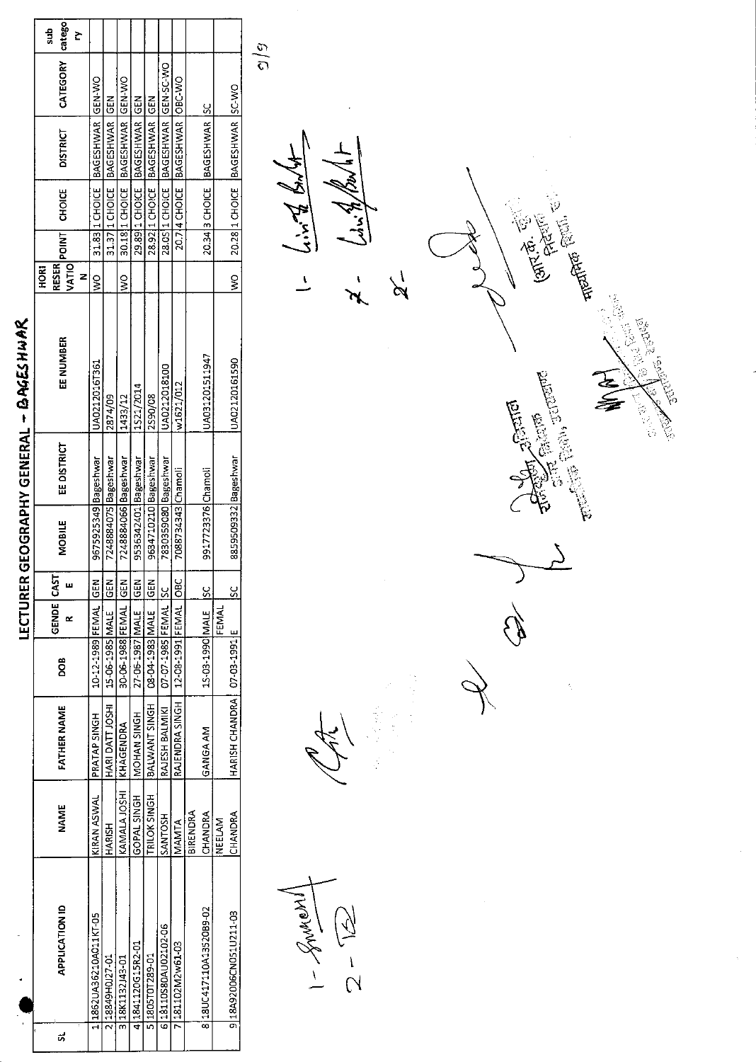# LECTURER GEOGRAPHY GENERAL - BAGESHWAR

| SL | APPLICATION ID | NAME | FATHER NAME | DOB | GENDER | CASTE | MOBILE | EE DISTRICT | EE NUMBER | HORIRESERVATION | POINT | CHOICE | DISTRICT | CATEGORY | sub category |
|---|---|---|---|---|---|---|---|---|---|---|---|---|---|---|---|
| 1 | 1862UA36210A011KT-05 | KIRAN ASWAL | PRATAP SINGH | 10-12-1989 | FEMAL | GEN | 9675925349 | Bageshwar | UA0212016T361 | WO | 31.83 | 1 CHOICE | BAGESHWAR | GEN-WO | |
| 2 | 18849H0J27-01 | HARISH | HARI DATT JOSHI | 15-06-1985 | MALE | GEN | 7248884075 | Bageshwar | 2874/09 | | 31.37 | 1 CHOICE | BAGESHWAR | GEN | |
| 3 | 18K1132J43-01 | KAMALA JOSHI | KHAGENDRA | 30-06-1988 | FEMAL | GEN | 7248884066 | Bageshwar | 1433/12 | WO | 30.18 | 1 CHOICE | BAGESHWAR | GEN-WO | |
| 4 | 1841120G15R2-01 | GOPAL SINGH | MOHAN SINGH | 27-06-1987 | MALE | GEN | 9536342401 | Bageshwar | 1521/2014 | | 29.89 | 1 CHOICE | BAGESHWAR | GEN | |
| 5 | 1805T0T289-01 | TRILOK SINGH | BALWANT SINGH | 08-04-1983 | MALE | GEN | 9634710210 | Bageshwar | 2590/08 | | 28.92 | 1 CHOICE | BAGESHWAR | GEN | |
| 6 | 18110S80AU02102-06 | SANTOSH | RAJESH BALMIKI | 07-07-1985 | FEMAL | SC | 7830359080 | Bageshwar | UA0212018100 | | 28.05 | 1 CHOICE | BAGESHWAR | GEN-SC-WO | |
| 7 | 181102M2W61-03 | MAMTA | RAJENDRA SINGH | 12-08-1991 | FEMAL | OBC | 7088734343 | Chamoli | w1621/012 | | 20.7 | 4 CHOICE | BAGESHWAR | OBC-WO | |
| 8 | 18UC417110A13520B9-02 | BIRENDRA CHANDRA | GANGA AM | 15-03-1990 | MALE | SC | 9917723376 | Chamoli | UA031201511947 | | 20.34 | 3 CHOICE | BAGESHWAR | SC | |
| 9 | 18A92006CN051U211-03 | NEELAM CHANDRA | HARISH CHANDRA | 07-03-1991 | FEMALE | SC | 8859509332 | Bageshwar | UA02120161590 | WO | 20.28 | 1 CHOICE | BAGESHWAR | SC-WO | |

2/9

(आर.के. कुंवर)
निदेशक
माध्यमिक शिक्षा, उ0

अपर निदेशक
माध्यमिक शिक्षा, उत्तराखण्ड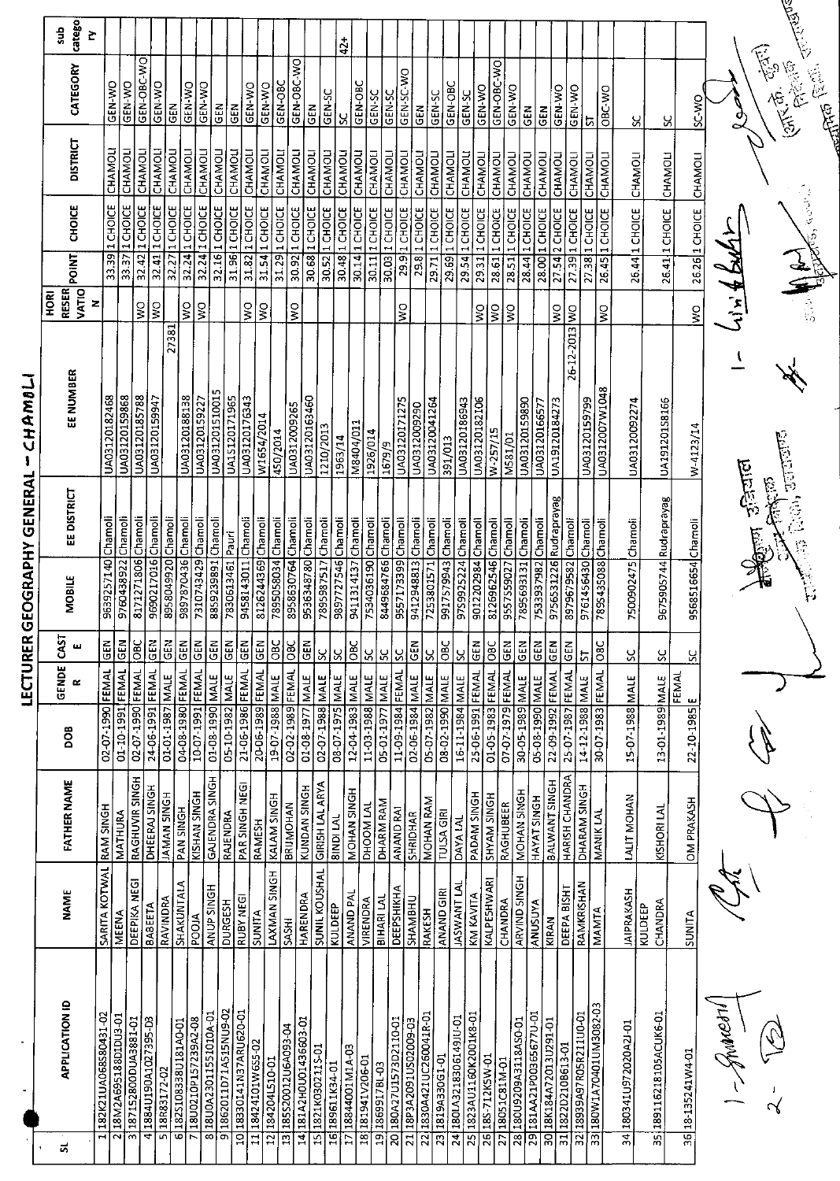# LECTURER GEOGRAPHY GENERAL - CHAMOLI

| SL | APPLICATION ID | NAME | FATHER NAME | DOB | GENDER | CASTE | MOBILE | EE DISTRICT | EE NUMBER | HORI RESERVATION | POINT | CHOICE | DISTRICT | CATEGORY | sub category |
|---|---|---|---|---|---|---|---|---|---|---|---|---|---|---|---|
| 1 | 18ZK21UA068S80431-02 | SARITA KOTWAL | RAM SINGH | 02-07-1990 | FEMAL | GEN | 9639257140 | Chamoli | UA03120182468 | | 33.39 | 1 CHOICE | CHAMOLI | GEN-WO | |
| 2 | 18M2A695188DIDU3-01 | MEENA | MATHURA | 01-10-1991 | FEMAL | GEN | 9760438922 | Chamoli | UA03120159868 | | 33.37 | 1 CHOICE | CHAMOLI | GEN-WO | |
| 3 | 1871S2800DUA3881-01 | DEEPIKA NEGI | RAGHUVIR SINGH | 02-07-1990 | FEMAL | OBC | 8171271806 | Chamoli | UA03120185788 | WO | 32.42 | 1 CHOICE | CHAMOLI | GEN-OBC-WO | |
| 4 | 1884U190A1027395-03 | BABEETA | DHEERAJ SINGH | 24-06-1991 | FEMAL | GEN | 9690217016 | Chamoli | UA03120159947 | WO | 32.41 | 1 CHOICE | CHAMOLI | GEN-WO | |
| 5 | 18R83172-02 | RAVINDRA | JAMAN SINGH | 01-01-1987 | MALE | GEN | 8958049920 | Chamoli | 27381 | | 32.27 | 1 CHOICE | CHAMOLI | GEN | |
| 6 | 18251083381181A0-01 | SHAKUNTALA | PAN SINGH | 04-08-1980 | FEMAL | GEN | 9897870436 | Chamoli | UA03120188138 | WO | 32.24 | 1 CHOICE | CHAMOLI | GEN-WO | |
| 7 | 18U0210P157239A2-08 | POOJA | KISHAN SINGH | 10-07-1991 | FEMAL | GEN | 7310743429 | Chamoli | UA03120159227 | WO | 32.24 | 1 CHOICE | CHAMOLI | GEN-WO | |
| 8 | 18U0A2301155101OA-01 | ANUP SINGH | GAJENDRA SINGH | 01-08-1990 | MALE | GEN | 8859239891 | Chamoli | UA03120151001S | | 32.16 | 1 CHOICE | CHAMOLI | GEN | |
| 9 | 1862011D71A515NU9-02 | DURGESH | RAJENDRA | 05-10-1982 | MALE | GEN | 7830613461 | Pauri | UA15120171965 | | 31.96 | 1 CHOICE | CHAMOLI | GEN | |
| 10 | 1833014IN37ARU620-01 | RUBY NEGI | PAR SINGH NEGI | 21-06-1986 | FEMAL | GEN | 9458143011 | Chamoli | UA03120175343 | WO | 31.82 | 1 CHOICE | CHAMOLI | GEN-WO | |
| 11 | 18424101W655-02 | SUNITA | RAMESH | 20-06-1989 | FEMAL | GEN | 8126244369 | Chamoli | W1654/2014 | WO | 31.54 | 1 CHOICE | CHAMOLI | GEN-WO | |
| 12 | 184204L510-01 | LAXMAN SINGH | KALAM SINGH | 19-07-1988 | MALE | OBC | 7895058034 | Chamoli | 450/2014 | | 31.29 | 1 CHOICE | CHAMOLI | GEN-OBC | |
| 13 | 185S20012U6A093-04 | SASHI | BRIJMOHAN | 02-02-1989 | FEMAL | OBC | 8958630764 | Chamoli | UA0312009265 | WO | 30.92 | 1 CHOICE | CHAMOLI | GEN-OBC-WO | |
| 14 | 181A2H0U01436603-01 | HARENDRA | KUNDAN SINGH | 01-08-1977 | MALE | GEN | 9536348780 | Chamoli | UA03120163460 | | 30.68 | 1 CHOICE | CHAMOLI | GEN | |
| 15 | 1821K030211S-01 | SUNIL KOUSHAL | GIRISH LAL ARYA | 02-07-1988 | MALE | SC | 7895987517 | Chamoli | 1210/2013 | | 30.52 | 1 CHOICE | CHAMOLI | GEN-SC | |
| 16 | 18961IK34-01 | KULDEEP | BINDI LAL | 08-07-1975 | MALE | SC | 9857727546 | Chamoli | 1963/14 | | 30.48 | 1 CHOICE | CHAMOLI | SC | 42+ |
| 17 | 18844001M1A-03 | ANAND PAL | MOHAN SINGH | 12-04-1983 | MALE | OBC | 9411314137 | Chamoli | M8404/011 | | 30.14 | 1 CHOICE | CHAMOLI | GEN-OBC | |
| 18 | 181941V206-01 | VIRENDRA | DHOOM LAL | 11-03-1988 | MALE | SC | 7534036190 | Chamoli | 1926/014 | | 30.11 | 1 CHOICE | CHAMOLI | GEN-SC | |
| 19 | 1869917BL-03 | BIHARI LAL | DHARM RAM | 05-01-1977 | MALE | SC | 8449684766 | Chamoli | 1679/9 | | 30.03 | 1 CHOICE | CHAMOLI | GEN-SC | |
| 20 | 180A27U1573D2110-01 | DEEPSHIKHA | ANAND RAI | 11-09-1984 | FEMAL | SC | 9557173399 | Chamoli | UA03120171275 | WO | 29.9 | 1 CHOICE | CHAMOLI | GEN-SC-WO | |
| 21 | 18P3A2091U502009-03 | SHAMBHU | SHRIDHAR | 02-06-1984 | MALE | GEN | 9412948813 | Chamoli | UA0312009290 | | 29.8 | 1 CHOICE | CHAMOLI | GEN | |
| 22 | 1830A421UC260041R-01 | RAKESH | MOHAN RAM | 05-07-1982 | MALE | SC | 7253801571 | Chamoli | UA03120041264 | | 29.71 | 1 CHOICE | CHAMOLI | GEN-SC | |
| 23 | 1819A330G1-01 | ANAND GIRI | TULSA GIRI | 08-02-1990 | MALE | OBC | 9917579943 | Chamoli | 391/013 | | 29.69 | 1 CHOICE | CHAMOLI | GEN-OBC | |
| 24 | 180lA3218306149JU-01 | JASWANT LAL | DAYA LAL | 16-11-1984 | MALE | SC | 9759925224 | Chamoli | UA03120186943 | | 29.54 | 1 CHOICE | CHAMOLI | GEN-SC | |
| 25 | 1823AU1160K2001K8-01 | KM KAVITA | PADAM SINGH | 25-06-1991 | FEMAL | GEN | 9012202984 | Chamoli | UA03120182106 | WO | 29.31 | 1 CHOICE | CHAMOLI | GEN-WO | |
| 26 | 185-712K5W-01 | KALPESHWARI | SHYAM SINGH | 01-05-1983 | FEMAL | OBC | 8126962546 | Chamoli | W-257/15 | WO | 28.61 | 1 CHOICE | CHAMOLI | GEN-OBC-WO | |
| 27 | 18051C81M-01 | CHANDRA | RAGHUBEER | 07-07-1979 | FEMAL | GEN | 9557559027 | Chamoli | M581/01 | WO | 28.51 | 1 CHOICE | CHAMOLI | GEN-WO | |
| 28 | 180U9209A3118AS0-01 | ARVIND SINGH | MOHAN SINGH | 30-05-1989 | MALE | GEN | 7895693131 | Chamoli | UA03120159890 | | 28.44 | 1 CHOICE | CHAMOLI | GEN | |
| 29 | 181AA21P00365677U-01 | ANUSUYA | HAYAT SINGH | 05-08-1990 | MALE | GEN | 7533937982 | Chamoli | UA03120166577 | | 28.00 | 1 CHOICE | CHAMOLI | GEN | |
| 30 | 18K184A72013U291-01 | KIRAN | BALWANT SINGH | 22-09-1992 | FEMAL | GEN | 9756531226 | Rudraprayag | UA19120184273 | WO | 27.54 | 2 CHOICE | CHAMOLI | GEN-WO | |
| 31 | 1822D210B613-01 | DEEPA BISHT | HARISH CHANDRA | 25-07-1987 | FEMAL | GEN | 8979679582 | Chamoli | 26-12-2013 | WO | 27.39 | 1 CHOICE | CHAMOLI | GEN-WO | |
| 32 | 18939A97R05R211U0-01 | RAMKRISHAN | DHARAM SINGH | 14-12-1988 | MALE | ST | 9761456430 | Chamoli | UA03120159799 | | 27.38 | 1 CHOICE | CHAMOLI | ST | |
| 33 | 180W1A70401UM3082-03 | MAMTA | MANIK LAL | 30-07-1983 | FEMAL | OBC | 7895435088 | Chamoli | UA0312007W1048 | WO | 26.45 | 1 CHOICE | CHAMOLI | OBC-WO | |
| 34 | 180341U972020A2J-01 | JAIPRAKASH | LALIT MOHAN | 15-07-1988 | MALE | SC | 7500902475 | Chamoli | UA03120092274 | | 26.44 | 1 CHOICE | CHAMOLI | SC | |
| 35 | 18911621810SACUK6-01 | KULDEEP CHANDRA | KISHORI LAL | 13-01-1989 | MALE | SC | 9675905744 | Rudraprayag | UA19120158166 | | 26.41 | 1 CHOICE | CHAMOLI | SC | |
| 36 | 18-135241W4-01 | SUNITA | OM PRAKASH | 22-10-1985 | FEMALE | SC | 9568516654 | Chamoli | W-4123/14 | WO | 26.26 | 1 CHOICE | CHAMOLI | SC-WO | |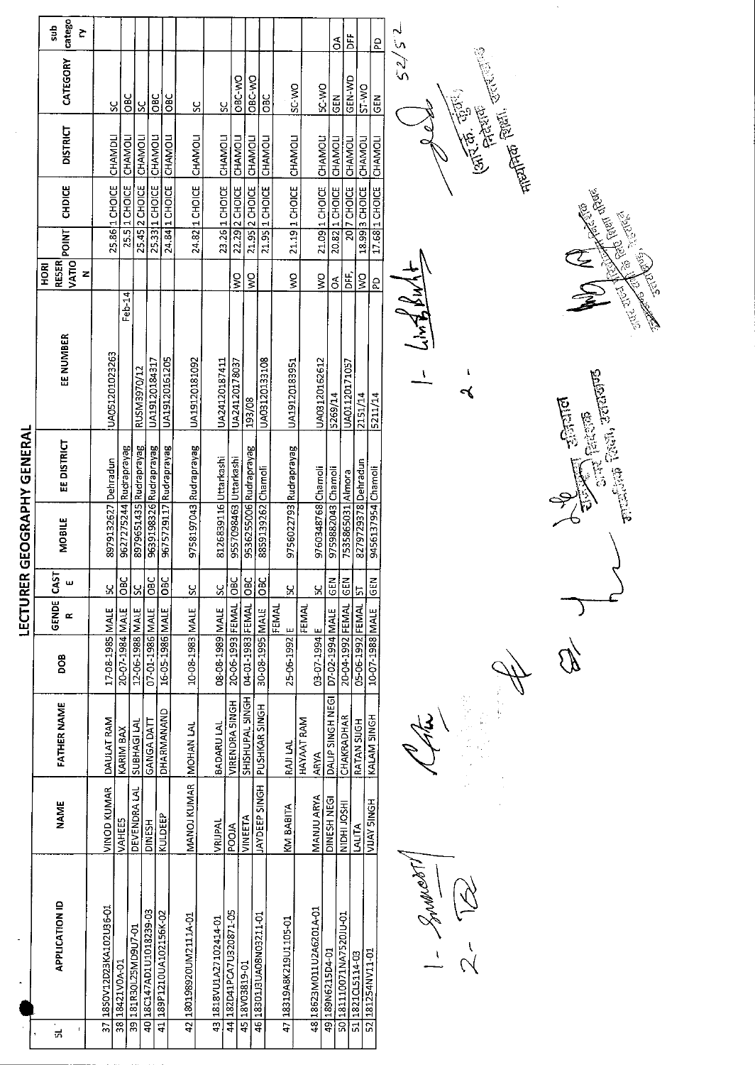# LECTURER GEOGRAPHY GENERAL

| SL | APPLICATION ID | NAME | FATHER NAME | DOB | GENDER | CASTE | MOBILE | EE DISTRICT | EE NUMBER | HORI RESERVATION | POINT | CHOICE | DISTRICT | CATEGORY | sub category |
|---|---|---|---|---|---|---|---|---|---|---|---|---|---|---|---|
| 37 | 1850V12D23KA102U36-01 | VINOD KUMAR | DAULAT RAM | 17-08-1985 | MALE | SC | 8979132627 | Dehradun | UA05120102326​3 | | 25.86 | 1 CHOICE | CHAMOLI | SC | |
| 38 | 18421V0A-01 | VAHEES | KARIM BAX | 20-07-1984 | MALE | OBC | 9627275244 | Rudraprayag | Feb-14 | | 25.5 | 1 CHOICE | CHAMOLI | OBC | |
| 39 | 181R30L25MD9U7-01 | DEVENDRA LAL | SUBHAGI LAL | 12-06-1988 | MALE | SC | 8979651435 | Rudraprayag | RUSM3970/12 | | 25.45 | 2 CHOICE | CHAMOLI | SC | |
| 40 | 18C147AD1U1018239-03 | DINESH | GANGA DATT | 07-01-1986 | MALE | OBC | 9639198326 | Rudraprayag | UA19120184317 | | 25.33 | 1 CHOICE | CHAMOLI | OBC | |
| 41 | 189P1210UA102156K-02 | KULDEEP | DHARMANAND | 16-05-1986 | MALE | OBC | 9675729117 | Rudraprayag | UA19120161205 | | 24.84 | 1 CHOICE | CHAMOLI | OBC | |
| 42 | 180198920UM2111A-01 | MANOJ KUMAR | MOHAN LAL | 10-08-1983 | MALE | SC | 9758197043 | Rudraprayag | UA19120181092 | | 24.82 | 1 CHOICE | CHAMOLI | SC | |
| 43 | 1818VU1A27102414-01 | VRIJPAL | BADARU LAL | 08-08-1989 | MALE | SC | 8126839116 | Uttarkashi | UA24120187411 | | 23.26 | 1 CHOICE | CHAMOLI | SC | |
| 44 | 182D41PCA7U320871-05 | POOJA | VIRENDRA SINGH | 20-06-1993 | FEMALE | OBC | 9557098463 | Uttarkashi | UA24120178037 | WO | 22.29 | 2 CHOICE | CHAMOLI | OBC-WO | |
| 45 | 18V03819-01 | VINEETA | SHISHUPAL SINGH | 04-01-1983 | FEMALE | OBC | 9536255006 | Rudraprayag | 193/08 | WO | 21.95 | 2 CHOICE | CHAMOLI | OBC-WO | |
| 46 | 18301J3UA08N03211-01 | JAYDEEP SINGH | PUSHKAR SINGH | 30-08-1995 | MALE | OBC | 8859139262 | Chamoli | UA03120133108 | | 21.95 | 1 CHOICE | CHAMOLI | OBC | |
| 47 | 18319A8K219U1105-01 | KM BABITA | RAJI LAL | 25-06-1992 | FEMALE | SC | 9756022793 | Rudraprayag | UA19120183951 | WO | 21.19 | 1 CHOICE | CHAMOLI | SC-WO | |
| 48 | 18623M011U2A6201A-01 | MANJU ARYA | HAYAAT RAM ARYA | 03-07-1994 | FEMALE | SC | 9760348768 | Chamoli | UA03120162612 | WO | 21.09 | 1 CHOICE | CHAMOLI | SC-WO | |
| 49 | 189N6215D4-01 | DINESH NEGI | DALIP SINGH NEGI | 07-02-1994 | MALE | GEN | 9759882043 | Chamoli | 5269/14 | OA | 20.82 | 1 CHOICE | CHAMOLI | GEN | OA |
| 50 | 18111007INA7520JU-01 | NIDHI JOSHI | CHAKRADHAR | 20-04-1992 | FEMALE | GEN | 7535865031 | Almora | UA01120171057 | DFF, | 20 | 7 CHOICE | CHAMOLI | GEN-WD | DFF |
| 51 | 1821CL5114-03 | LALITA | RATAN SUGH | 05-06-1992 | FEMALE | ST | 8279729378 | Dehradun | 2151/14 | WO | 18.99 | 3 CHOICE | CHAMOLI | ST-WO | |
| 52 | 181254NV11-01 | VIJAY SINGH | KALAM SINGH | 10-07-1988 | MALE | GEN | 9456137954 | Chamoli | 5211/14 | PD | 17.68 | 1 CHOICE | CHAMOLI | GEN | PD |

52/52

(आर.के. कुंवर)
निदेशक
माध्यमिक शिक्षा, उत्तराखण्ड

उप शिक्षा निदेशक
माध्यमिक शिक्षा, उत्तराखण्ड

अपर राज्य परियोजना निदेशक
समग्र शिक्षा अभियान, उत्तराखण्ड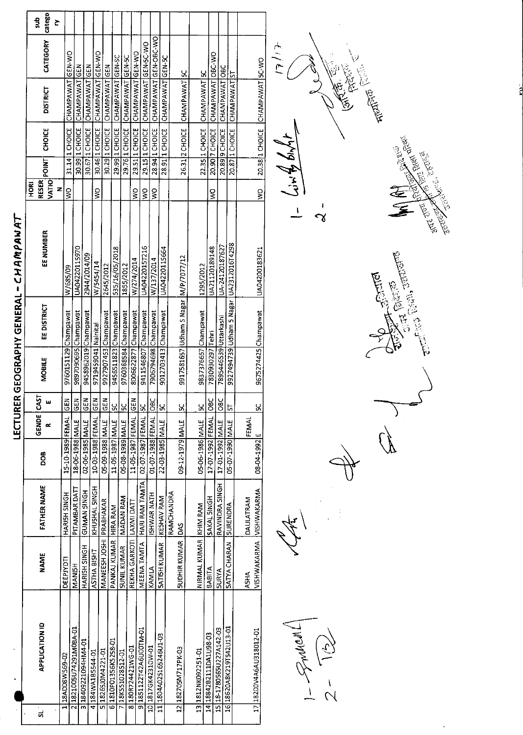# LECTURER GEOGRAPHY GENERAL - CHAMPAWAT

| SL | APPLICATION ID | NAME | FATHER NAME | DOB | GENDER | CASTE | MOBILE | EE DISTRICT | EE NUMBER | HORI RESERVATION | POINT | CHOICE | DISTRICT | CATEGORY | sub category |
|---|---|---|---|---|---|---|---|---|---|---|---|---|---|---|---|
| 1 | 18ADD8W569-02 | DEEPJYOTI | HARISH SINGH | 15-10-1989 | FEMAL | GEN | 9760151129 | Champawat | W/685/09 | WO | 31.14 | 1 CHOICE | CHAMPAWAT | GEN-WO | |
| 2 | 1821005U74291M0BA-01 | MANISH | PITAMBAR DATT | 18-06-1988 | MALE | GEN | 9897090695 | Champawat | UA04220115970 | | 30.99 | 1 CHOICE | CHAMPAWAT | GEN | |
| 3 | 18409221094HM4-01 | HARISH SINGH | GUMAN SINGH | 02-06-1985 | MALE | GEN | 9458962019 | Champawat | 2944/2014/09 | | 30.67 | 1 CHOICE | CHAMPAWAT | GEN | |
| 4 | 184WA185544-01 | ASTHA BISHT | KHUSHAL SINGH | 10-03-1988 | FEMAL | GEN | 9719459041 | Nainital | W/5454/14 | WO | 30.46 | 1 CHOICE | CHAMPAWAT | GEN-WO | |
| 5 | 18265J0M4221-01 | MANEESH JOSHI | PRABHAKAR | 05-09-1988 | MALE | GEN | 9927907453 | Champawat | 2645/2012 | | 30.29 | 1 CHOICE | CHAMPAWAT | GEN | |
| 6 | 1810P01356K5258-01 | PANKAJ KUMAR | HIRA RAM | 11-05-1987 | MALE | SC | 9456511823 | Champawat | 535/16/05/2018 | | 29.99 | 1 CHOICE | CHAMPAWAT | GEN-SC | |
| 7 | 18K551028512-01 | SUNIL KUMAR | MADAN RAM | 05-08-1989 | MALE | SC | 9760368584 | Champawat | 1855/2012 | | 29.76 | 1 CHOICE | CHAMPAWAT | GEN-SC | |
| 8 | 180R72442 1WG-01 | REKHA GARKOTI | LAXMI DATT | 11-05-1987 | FEMAL | GEN | 8006622877 | Champawat | W/274/2014 | WO | 29.51 | 1 CHOICE | CHAMPAWAT | GEN-WO | |
| 9 | 1851122T42A6U00TM-01 | MEENA TAMTA | HARI RAM TAMTA | 02-07-1987 | FEMAL | SC | 9411546807 | Champawat | UA0422015T216 | WO | 29.15 | 1 CHOICE | CHAMPAWAT | GEN-SC-WO | |
| 10 | 1817GK4231OW-01 | KAMLA | ISHWAR NATH | 01-07-1988 | FEMAL | OBC | 7906794698 | Champawat | W/137/2014 | WO | 28.94 | 1 CHOICE | CHAMPAWAT | GEN-OBC-WO | |
| 11 | 1804A02516524 6U1-03 | SATISH KUMAR | KESHAV RAM | 22-03-1985 | MALE | SC | 9012703413 | Champawat | UA04220115664 | | 28.91 | 1 CHOICE | CHAMPAWAT | GEN-SC | |
| 12 | 18270SM717PK-03 | SUDHIR KUMAR | RAMCHANDRA DAS | 09-12-1979 | MALE | SC | 9917581657 | Udham S Nagar | M/P/7077/12 | | 26.31 | 2 CHOICE | CHAMPAWAT | SC | |
| 13 | 1812NK092251-01 | NIRMAL KUMAR | KHIM RAM | 05-06-1986 | MALE | SC | 9837376657 | Champawat | 1295/2012 | | 22.35 | 1 CHOICE | CHAMPAWAT | SC | |
| 14 | 18842B111DA1U98-03 | BABITA | SAKAL SINGH | 17-07-1992 | FEMAL | OBC | 7830930297 | Tehri | UA21120189148 | WO | 20.90 | 7 CHOICE | CHAMPAWAT | OBC-WO | |
| 15 | 18-1780565U227A142-03 | SURYA | RAVINDRA SINGH | 17-01-1992 | MALE | OBC | 7895446539 | Uttarkashi | UA-24120187627 | | 20.89 | 9 CHOICE | CHAMPAWAT | OBC | |
| 16 | 18620A8K219T542U13-01 | SATYA CHARAN | SURENDRA | 05-07-1990 | MALE | ST | 9927494739 | Udham S Nagar | UA23120161 4298 | | 20.87 | 1 CHOICE | CHAMPAWAT | ST | |
| 17 | 18200V4A6AU318012-01 | ASHA VISHWAKARMA | DAULATRAM VISHWAKARMA | 08-04-1992 | FEMALE | SC | 9675274425 | Champawat | UA04200183621 | WO | 20.38 | 1 CHOICE | CHAMPAWAT | SC-WO | |

1- 2-

1- 2-

17/7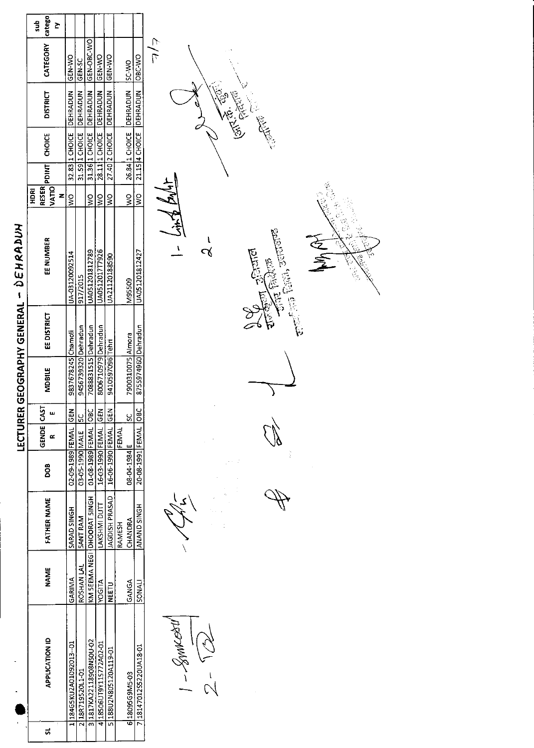# LECTURER GEOGRAPHY GENERAL - DEHRADUN

| SL | APPLICATION ID | NAME | FATHER NAME | DOB | GENDER | CASTE | MOBILE | EE DISTRICT | EE NUMBER | HDRI RESERVATION | PDINT | CHOICE | DISTRICT | CATEGORY | sub category |
|---|---|---|---|---|---|---|---|---|---|---|---|---|---|---|---|
| 1 | 184G5KU2A01092013--01 | GARIMA | SARAD SINGH | 02-09-1989 | FEMAL | GEN | 9837678245 | Chamoli | UA-03120092514 | WO | 32.83 | 1 CHOICE | DEHRADUN | GEN-WO | |
| 2 | 18R719520L1-01 | ROSHAN LAL | SANT RAM | 03-05-1990 | MALE | SC | 9456739320 | Dehradun | 917/2015 | | 31.59 | 1 CHOICE | DEHRADUN | GEN-SC | |
| 3 | 1817KA22118908N50U-02 | KM SEEMA NEGI | DHOORAT SINGH | 01-08-1989 | FEMAL | OBC | 7088831515 | Dehradun | UA05120181 2789 | WO | 31.36 | 1 CHOICE | DEHRADUN | GEN-OBC-WO | |
| 4 | 18506UT9Y115772A02-01 | YOGITA | LAKSHMI DUTT | 16-03-1990 | FEMAL | GEN | 8006710979 | Dehradun | UA05120177926 | WO | 28.11 | 1 CHOICE | DEHRADUN | GEN-WO | |
| 5 | 188U2N805120A119-01 | NEETU | JAGDISH PRASAD | 16-06-1990 | FEMAL | GEN | 9410597096 | Tehri | UA21120188590 | WO | 27.40 | 2 CHOICE | DEHRADUN | GEN-WO | |
| 6 | 18095G9M5-03 | GANGA | RAMESH CHANDRA | 08-04-1984 | FEMALE | SC | 7900310075 | Almora | M95509 | WO | 26.84 | 1 CHOICE | DEHRADUN | SC-WO | |
| 7 | 18147012S5220UA18-01 | SONALI | ANAND SINGH | 20-08-1991 | FEMAL | OBC | 8755974960 | Dehradun | UA051201812427 | WO | 21.15 | 4 CHOICE | DEHRADUN | OBC-WO | |

7/7

1- Sunkesh
2- [signature]

1- [signature]
2-

(आर. के. कुंवर)
निदेशक
माध्यमिक शिक्षा

उपनिदेशक
शिक्षा निदेशालय
माध्यमिक शिक्षा, उत्तराखण्ड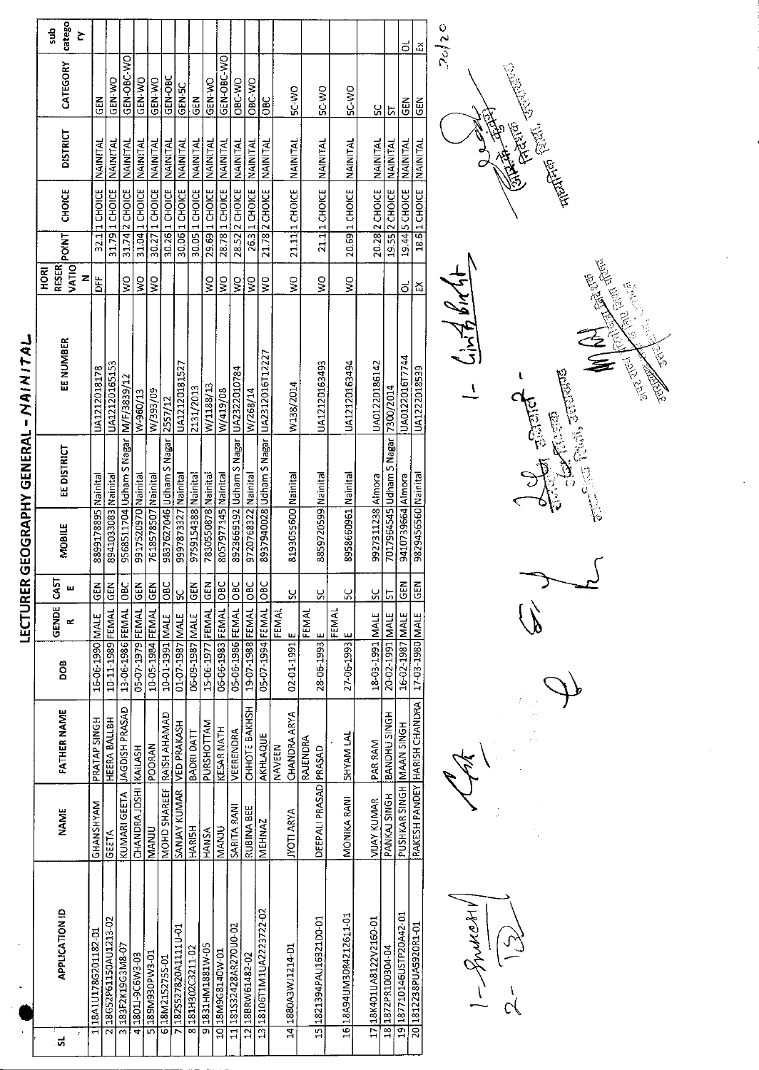# LECTURER GEOGRAPHY GENERAL - NAINITAL

| SL | APPLICATION ID | NAME | FATHER NAME | DOB | GENDER | CASTE | MOBILE | EE DISTRICT | EE NUMBER | HORI RESER VATION | POINT | CHOICE | DISTRICT | CATEGORY | sub category |
|---|---|---|---|---|---|---|---|---|---|---|---|---|---|---|---|
| 1 | 18A1U1786201182-01 | GHANSHYAM | PRATAP SINGH | 16-06-1990 | MALE | GEN | 8899178895 | Nainital | UA1212018178 | DFF | 32.1 | 1 CHOICE | NAINITAL | GEN | |
| 2 | 18G52P61150AU1213-02 | GEETA | HEERA BALLBH | 10-11-1989 | FEMALE | GEN | 8941033083 | Nainital | UA12120165153 | | 31.79 | 1 CHOICE | NAINITAL | GEN-WO | |
| 3 | 183F2K19G3M8-07 | KUMARI GEETA | JAGDISH PRASAD | 13-06-1986 | FEMALE | OBC | 9568511704 | Udham S Nagar | M/F/3839/12 | WO | 31.74 | 2 CHOICE | NAINITAL | GEN-OBC-WO | |
| 4 | 1801J-9C6W3-03 | CHANDRA JOSHI | KAILASH | 05-07-1979 | FEMALE | GEN | 9917520970 | Nainital | W-960/13 | WO | 31.04 | 1 CHOICE | NAINITAL | GEN-WO | |
| 5 | 189M930PW3-01 | MANJU | POORAN | 10-05-1984 | FEMALE | GEN | 7618578507 | Nainital | W/393/09 | WO | 30.27 | 1 CHOICE | NAINITAL | GEN-WO | |
| 6 | 18M215275S-01 | MOHD SHAREEF | RAISH AHAMAD | 10-01-1991 | MALE | OBC | 9837627046 | Udham S Nagar | 2557/12 | | 30.26 | 1 CHOICE | NAINITAL | GEN-OBC | |
| 7 | 1825527820A1111U-01 | SANJAY KUMAR | VED PRAKASH | 01-07-1987 | MALE | SC | 9997873327 | Nainital | UA12120181527 | | 30.06 | 1 CHOICE | NAINITAL | GEN-SC | |
| 8 | 181H302C3211-02 | HARISH | BADRI DATT | 06-09-1987 | MALE | GEN | 9759154388 | Nainital | 2131/2013 | | 30.05 | 1 CHOICE | NAINITAL | GEN | |
| 9 | 1831HM1881W-05 | HANSA | PURSHOTTAM | 15-06-1977 | FEMALE | GEN | 7830550878 | Nainital | W/1188/13 | WO | 29.69 | 1 CHOICE | NAINITAL | GEN-WO | |
| 10 | 18M9G8140W-01 | MANJU | KESAR NATH | 06-06-1983 | FEMALE | OBC | 8057977145 | Nainital | W/419/08 | WO | 28.78 | 1 CHOICE | NAINITAL | GEN-OBC-WO | |
| 11 | 181S32428AR270U0-02 | SARITA RANI | VEERENDRA | 05-06-1986 | FEMALE | OBC | 8923669192 | Udham S Nagar | UA2322010784 | WO | 28.52 | 2 CHOICE | NAINITAL | OBC-WO | |
| 12 | 18BRW61482-02 | RUBINA BEE | CHHOTE BAKHSH | 19-07-1988 | FEMALE | OBC | 9720768322 | Nainital | W/268/14 | WO | 26.3 | 1 CHOICE | NAINITAL | OBC-WO | |
| 13 | 18106T1M1UA2223722-02 | MEHNAZ | AKHLAQUE | 05-07-1994 | FEMALE | OBC | 8937940028 | Udham S Nagar | UA23120161 2227 | WO | 21.78 | 2 CHOICE | NAINITAL | OBC | |
| 14 | 1880A3W/1214-01 | JYOTI ARYA | NAVEEN CHANDRA ARYA | 02-01-1991 | FEMALE | SC | 8193055600 | Nainital | W138/2014 | WO | 21.11 | 1 CHOICE | NAINITAL | SC-WO | |
| 15 | 1821394PAU16921D0-01 | DEEPALI PRASAD | RAJENDRA PRASAD | 28-06-1993 | FEMALE | SC | 8859720599 | Nainital | UA12120163493 | WO | 21.1 | 1 CHOICE | NAINITAL | SC-WO | |
| 16 | 18A94UM30R4212611-01 | MONIKA RANI | SHYAM LAL | 27-06-1993 | FEMALE | SC | 8958660961 | Nainital | UA12120163494 | WO | 20.69 | 1 CHOICE | NAINITAL | SC-WO | |
| 17 | 18K401UA8122V2160-01 | VIJAY KUMAR | PAR RAM | 18-03-1991 | MALE | SC | 9927311238 | Almora | UA01220186142 | | 20.28 | 2 CHOICE | NAINITAL | SC | |
| 18 | 1872PR100304-04 | PANKAJ SINGH | BANDHU SINGH | 20-02-1991 | MALE | ST | 7017964545 | Udham S Nagar | 7300/2014 | | 19.55 | 2 CHOICE | NAINITAL | ST | |
| 19 | 18771014 6USTP20A42-01 | PUSHKAR SINGH | MAAN SINGH | 16-02-1987 | MALE | GEN | 9410739664 | Almora | UA01220161 7744 | OL | 19.44 | 5 CHOICE | NAINITAL | GEN | OL |
| 20 | 181223 8PUA5920R1-01 | RAKESH PANDEY | HARISH CHANDRA | 17-03-1980 | MALE | GEN | 9829456560 | Nainital | UA1222018539 | EX | 18.6 | 1 CHOICE | NAINITAL | GEN | EX |

20/20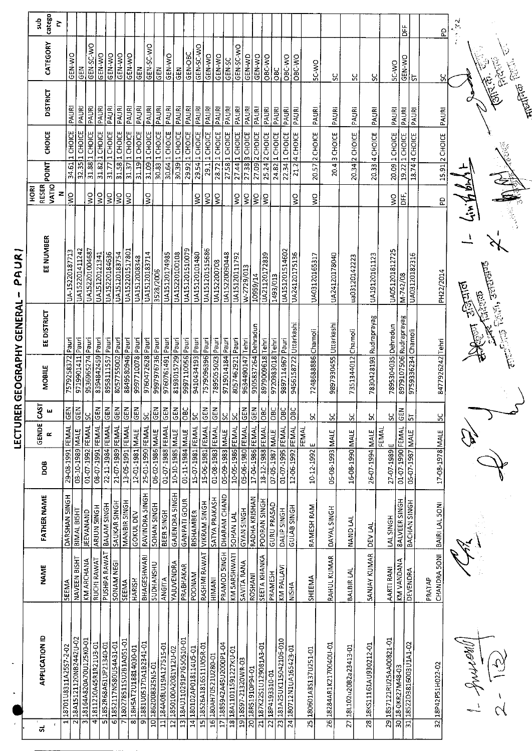# LECTURER GEOGRAPHY GENERAL - PAURI

| SL | APPLICATION ID | NAME | FATHER NAME | DOB | GENDER | CASTE | MOBILE | EE DISTRICT | EE NUMBER | HORI RESERVATION | POINT | CHOICE | DISTRICT | CATEGORY | sub category |
|---|---|---|---|---|---|---|---|---|---|---|---|---|---|---|---|
| 1 | 18701U8311A2557-2-02 | SEEMA | DARSHAN SINGH | 29-08-1991 | FEMALE | GEN | 7579258372 | Pauri | UA-15220187713 | WO | 34.61 | 1 CHOICE | PAURI | GEN-WO | |
| 2 | 18A15121120NB2442U-02 | NAVEEN BISHT | BIMAL BISHT | 03-10-1989 | MALE | GEN | 9719901411 | Pauri | UA15220141242 | | 32.35 | 1 CHOICE | PAURI | GEN | |
| 3 | 18164A820A70U125K0-01 | KM ARCHANA | JEEVANAND | 01-07-1992 | FEMALE | SC | 9536965274 | Pauri | UA15220100458? | WO | 31.88 | 1 CHOICE | PAURI | GEN-SC-WO | |
| 4 | 1811210A45R1R21U3-01 | RUCHI RAWAT | ARJUN SINGH | 08-07-1991 | FEMALE | GEN | 8394842459 | Pauri | UA15120121341 | WO | 31.82 | 1 CHOICE | PAURI | GEN-WO | |
| 5 | 1852R68A61UP21340-01 | PUSHPA RAWAT | BALAM SINGH | 22-11-1984 | FEMALE | GEN | 8958111557 | Pauri | UA15220184636 | WO | 31.77 | 1 CHOICE | PAURI | GEN-WO | |
| 6 | 1852117N580U54A31-01 | SONAM NEGI | SAUKAR SINGH | 21-07-1989 | FEMALE | GEN | 8057755002 | Pauri | UA15120183754 | WO | 31.58 | 1 CHOICE | PAURI | GEN-WO | |
| 7 | 180278511SU2B1A051-01 | SEEMA | MANBIR SINGH | 13-05-1991 | FEMALE | GEN | 8449580946 | Pauri | UA15220157801 | WO | 31.37 | 1 CHOICE | PAURI | GEN-WO | |
| 8 | 18H5AT2U18814030-01 | HARISH | GOKUL DEV | 12-01-1981 | MALE | GEN | 9997710078 | Pauri | UA15120083348 | | 31.19 | 1 CHOICE | PAURI | GEN | |
| 9 | 1881U0517DA1B2341-01 | BHAGESHWARI | RAVINDRA SINGH | 25-01-1990 | FEMALE | SC | 9760472628 | Pauri | UA15120183714 | WO | 31.09 | 1 CHOICE | PAURI | GEN-SC-WO | |
| 10 | 1862008325NS-01 | SUDHANSHU | SOHAN SINGH | 06-02-1986 | MALE | GEN | 9997976736 | Pauri | 3528/2006 | | 30.83 | 1 CHOICE | PAURI | GEN | |
| 11 | 184A08LU19A127515-01 | ANGITA | BEER SINGH | 01-07-1988 | FEMALE | GEN | 9760761491 | Pauri | UA15120174985 | | 30.64 | 1 CHOICE | PAURI | GEN-WO | |
| 12 | 1850100A2081Y12U-02 | YAJUVENDRA | GAJENDRA SINGH | 10-10-1985 | MALE | GEN | 8193015729 | Pauri | UA15220100108 | | 30.39 | 1 CHOICE | PAURI | GEN | |
| 13 | 18AU110291P7650510-01 | PRABHAKAR | GANPATI GOUR | 01-11-1984 | MALE | OBC | 9997110056 | Pauri | UA15120151079 | | 29.92 | 1 CHOICE | PAURI | GEN-OBC | |
| 14 | 180102AP018114U5-01 | POONAM | BISHAMBER | 15-07-1981 | FEMALE | SC | 9410434193 | Pauri | UA15120101480 | WO | 29.54 | 1 CHOICE | PAURI | GEN-SC-WO | |
| 15 | 18526A1816511U05R-01 | RASHMI RAWAT | VIKRAM SINGH | 15-06-1981 | FEMALE | GEN | 7579096396 | Pauri | UA15120155686 | WO | 29.1 | 1 CHOICE | PAURI | GEN-WO | |
| 16 | 180AH70521U280-01 | HIMANI | SATYA PRAKASH | 01-08-1983 | FEMALE | GEN | 7895055023 | Pauri | UA15220200708 | WO | 28.72 | 1 CHOICE | PAURI | GEN-WO | |
| 17 | 1885942A45U2000P1-04 | PRAMOD SINGH | DHARAM CHAND | 05-09-1983 | MALE | SC | 9719014184 | Pauri | UA15220090448 | | 27.58 | 1 CHOICE | PAURI | GEN-SC | |
| 18 | 18A1101159127KU-01 | KM SARSHWATI | SOHAN LAL | 10-05-1986 | FEMALE | SC | 8057462921 | Pauri | UA15120111792 | WO | 27.44 | 1 CHOICE | PAURI | GEN-SC-WO | |
| 19 | 18S97-21320WR-03 | SAVITA RANA | GYAN SINGH | 05-06-1980 | FEMALE | GEN | 9634490147 | Tehri | W-2729/013 | WO | 27.38 | 3 CHOICE | PAURI | GEN-WD | |
| 20 | 18R51910P94-01 | ROSHANI | RADHA KRISHAN | 17-04-1986 | FEMALE | GEN | 9105837264 | Dehradun | 10959/14 | WO | 27.09 | 2 CHOICE | PAURI | GEN-WO | |
| 21 | 187K22S1U129081A3-01 | SEETA KHANKA | POORAN SINGH | 18-12-1988 | FEMALE | OBC | 8979009618 | Tehri | UA21120172839 | WO | 25.24 | 2 CHOICE | PAURI | OBC-WO | |
| 22 | 18P4193310-01 | PRAMESH | GURU PRASAD | 07-05-1987 | MALE | OBC | 9720983018 | Tehri | 1493/013 | | 24.82 | 1 CHOICE | PAURI | OBC | |
| 23 | 181A25UK115042106-010 | KM PALLAVI | DALIP SINGH | 01-07-1995 | FEMALE | OBC | 9897114967 | Pauri | UA15120151460? | | 22.34 | 1 CHOICE | PAURI | OBC-WO | |
| 24 | 180712N1UA165423-01 | NISHA | GULAB SINGH | 12-06-1992 | FEMALE | OBC | 9456158722 | Uttarkashi | UA24120175136 | WO | 21.2 | 4 CHOICE | PAURI | OBC-WO | |
| 25 | 180601A3S137U251-01 | SHEEMA | RAMESH RAM | 10-12-1992 | FEMALE | SC | 7248688886 | Chamoli | UA03120165317 | WO | 20.57 | 2 CHOICE | PAURI | SC-WO | |
| 26 | 18284AR1K2170040U-01 | RAHUL KUMAR | DAYAL SINGH | 05-08-1993 | MALE | SC | 9897930455 | Uttarkashi | UA24120178040 | | 20.4 | 3 CHOICE | PAURI | SC | |
| 27 | 18L102u2082a23413-01 | BALBIR LAL | NAND LAL | 16-08-1990 | MALE | SC | 7351344012 | Chamoli | ua03120142223 | | 20.34 | 2 CHOICE | PAURI | SC | |
| 28 | 18KS11161AU930212-01 | SANJAY KUMAR | DEV LAL | 26-07-1994 | MALE | SC | 7830428193 | Rudraprayag | UA19120161123 | | 20.33 | 4 CHOICE | PAURI | SC | |
| 29 | 1857121RU25AA00821-01 | AARTI RANI | LAL SINGH | 27-07-1989 | FEMALE | SC | 7895304035 | Dehradun | UA05120181272 5 | WO | 20.09 | 1 CHOICE | PAURI | SC-WO | |
| 30 | 18-0KR27M48-03 | KM VANDANA | BALVEER SINGH | 01-07-1990 | FEMALE | GEN | 8979107506 | Rudraprayag | M-742/08 | DFF, | 19.22 | 1 CHOICE | PAURI | GEN-WO | DFF |
| 31 | 18522D3816003U1A1-02 | DEVENDRA | BACHAN SINGH | 05-07-1987 | MALE | ST | 9759336234 | Chamoli | UA03120182316 | | 18.74 | 4 CHOICE | PAURI | ST | |
| 32 | 18P42P51H022-02 | PRATAP CHANDRA SONI | BAIRI LAL SONI | 17-08-1978 | MALE | SC | 8477926242 | Tehri | PH22/2014 | PD | 15.91 | 2 CHOICE | PAURI | SC | PD |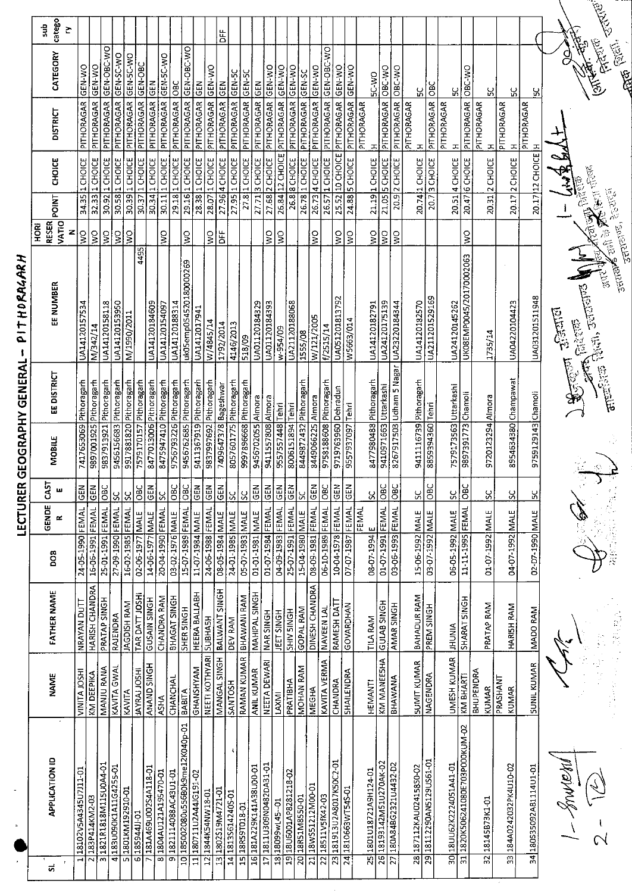# LECTURER GEOGRAPHY GENERAL - PITHORAGARH

| SL | APPLICATION ID | NAME | FATHER NAME | DOB | GENDER | CASTE | MOBILE | EE DISTRICT | EE NUMBER | HORI RESERVATION | POINT | CHOICE | DISTRICT | CATEGORY | sub category |
|---|---|---|---|---|---|---|---|---|---|---|---|---|---|---|---|
| 1 | 18102V5A4345U7J11-01 | VINITA JOSHI | NRAYAN DUTT | 24-05-1990 | FEMAL | GEN | 7417653069 | Pithoragarh | UA14120157534 | WO | 34.35 | 1 CHOICE | PITHORAGAR | GEN-WO | |
| 2 | 183P414KM2-03 | KM DEEPIKA | HARISH CHANDRA | 16-06-1991 | FEMAL | GEN | 9897001925 | Pithoragarh | M/342/14 | WO | 32.33 | 1 CHOICE | PITHORAGAR | GEN-WO | |
| 3 | 1821R1818M115U0A4-01 | MANJU RANA | PRATAP SINGH | 25-01-1991 | FEMAL | OBC | 9837913921 | Pithoragarh | UA14120158118 | WO | 30.92 | 1 CHOICE | PITHORAGAR | GEN-OBC-WO | |
| 4 | 183U090K1A11G4255-01 | KAVITA GWAL | RAJENDRA | 27-09-1990 | FEMAL | SC | 9456156683 | Pithoragarh | UA14120153950 | WO | 30.58 | 1 CHOICE | PITHORAGAR | GEN-SC-WO | |
| 5 | 1801KM192910-01 | KAVITA | JAGDISH RAM | 16-02-1985 | FEMAL | SC | 9917881820 | Pithoragarh | M/1990/2011 | WO | 30.39 | 1 CHOICE | PITHORAGAR | GEN-SC-WO | |
| 6 | 185944JJ-01 | JAYRAJ JOSHI | TAR DATT JOSHI | 02-06-1977 | MALE | OBC | 7579170157 | Pithoragarh | 4495 | | 30.37 | 1 CHOICE | PITHORAGAR | GEN-OBC | |
| 7 | 181A469U002S4A118-01 | ANAND SINGH | GUSAIN SINGH | 14-06-1977 | MALE | GEN | 8477013006 | Pithoragarh | UA14120184609 | | 30.34 | 1 CHOICE | PITHORAGAR | GEN | |
| 8 | 1804AU121A195470-01 | ASHA | CHANDRA RAM | 20-04-1990 | FEMAL | SC | 8475947410 | Pithoragarh | UA14120154097 | WO | 30.11 | 1 CHOICE | PITHORAGAR | GEN-SC-WO | |
| 9 | 1821114088AC43U1-01 | CHANCHAL | BHAGAT SINGH | 03-02-1976 | MALE | OBC | 9756793226 | Pithoragarh | UA14120188314 | | 29.18 | 1 CHOICE | PITHORAGAR | OBC | |
| 10 | 185002080u556B0k9me12K040p-01 | BABITA | SHER SINGH | 15-07-1989 | FEMAL | OBC | 9456762685 | Pithoragarh | uk05emp0545201800000269 | WO | 25.16 | 1 CHOICE | PITHORAGAR | GEN-OBC-WO | |
| 11 | 180711U2A44G191-02 | GHANSHYAM | HEERA BALLABH | 11-07-1984 | MALE | GEN | 9411367919 | Pithoragarh | UA1412017941 | | 28.38 | 1 CHOICE | PITHORAGAR | GEN | |
| 12 | 1844K54NW18-01 | NEETI KOTHYARI | SUBHASH | 24-06-1988 | FEMAL | GEN | 9837997692 | Pithoragarh | W/4845/14 | WO | 28.07 | 1 CHOICE | PITHORAGAR | GEN-WO | |
| 13 | 18025190M4721-01 | MANGAL SINGH | BALWANT SINGH | 08-05-1984 | MALE | GEN | 7409647378 | Bageshwar | 1792/2014 | DFF | 27.96 | 4 CHOICE | PITHORAGAR | GEN | DFF |
| 14 | 18135614240S-01 | SANTOSH | DEV RAM | 24-01-1985 | MALE | SC | 8057601775 | Pithoragarh | 4146/2013 | | 27.95 | 1 CHOICE | PITHORAGAR | GEN-SC | |
| 15 | 18R59T018-01 | RAMAN KUMAR | BHAWANI RAM | 05-07-1983 | MALE | SC | 9997896668 | Pithoragarh | 518/09 | | 27.8 | 1 CHOICE | PITHORAGAR | GEN-SC | |
| 16 | 181A229K141A38U0-01 | ANIL KUMAR | MAHIPAL SINGH | 01-01-1981 | MALE | GEN | 9456702055 | Almora | UA01120184329 | | 27.71 | 3 CHOICE | PITHORAGAR | GEN | |
| 17 | 1811U309N0482D431-01 | NEETA DEWARI | NAR SINGH | 01-07-1984 | FEMAL | GEN | 9411557808 | Almora | UA01120184393 | WO | 27.68 | 2 CHOICE | PITHORAGAR | GEN-WO | |
| 18 | 18099wL45--01 | LAXMI | JEET SINGH | 04-09-1983 | FEMAL | GEN | 9557557448 | Tehri | w-954/09 | WO | 26.84 | 12 CHOICE | PITHORAGAR | GEN-WO | |
| 19 | 18U6001AP8281218-02 | PRATIBHA | SHIV SINGH | 25-07-1991 | FEMAL | GEN | 8006151894 | Tehri | UA21120188068 | | 26.8 | 8 CHOICE | PITHORAGAR | GEN-WO | |
| 20 | 18R51M8550-01 | MOHAN RAM | GOPAL RAM | 15-04-1980 | MALE | SC | 8449872432 | Pithoragarh | 1555/08 | | 26.78 | 1 CHOICE | PITHORAGAR | GEN-SC | |
| 21 | 18W51212M00-01 | MEGHA | DINESH CHANDRA | 08-09-1981 | FEMAL | GEN | 8449066225 | Almora | W/121/2005 | WO | 26.73 | 4 CHOICE | PITHORAGAR | GEN-WO | |
| 22 | 18511V5FK42-03 | KAVITA VERMA | NAVEEN LAL | 06-10-1989 | FEMAL | OBC | 9758188608 | Pithoragarh | f/2515/14 | | 26.57 | 1 CHOICE | PITHORAGAR | GEN-OBC-WO | |
| 23 | 181913U2A8017K50C2-01 | CHANDRA | RAMESH DATT | 10-04-1978 | FEMAL | GEN | 9719763960 | Dehradun | UA05120181 3792 | WO | 25.52 | 10 CHOICE | PITHORAGAR | GEN-WO | |
| 24 | 1810663WT54S-01 | SHAILENDRA | GOVARDHAN | 07-07-1987 | FEMAL | GEN | 9557937097 | Tehri | W5663/014 | WO | 24.88 | 5 CHOICE | PITHORAGAR | GEN-WO | |
| 25 | 1801U18721A9H124-01 | HEMANTI | TILA RAM | 08-07-1994 | FEMALE | SC | 8477980488 | Pithoragarh | UA14120182791 | WO | 21.19 | 1 CHOICE | PITHORAGARH | SC-WO | |
| 26 | 18193142M51U270AK-02 | KM MANEESHA | GULAB SINGH | 07-07-1991 | FEMAL | OBC | 9410971663 | Uttarkashi | UA24120175139 | WO | 21.05 | 5 CHOICE | PITHORAGAR | OBC-WO | |
| 27 | 180A84BG2321U4432-02 | BHAWANA | AMAR SINGH | 03-06-1993 | FEMAL | OBC | 8267917503 | Udham S Nagar | UA23220184344 | WO | 20.9 | 2 CHOICE | PITHORAGAR | OBC-WO | |
| 28 | 187112KAU02415850-02 | SUMIT KUMAR | BAHADUR RAM | 15-06-1992 | MALE | SC | 9411116739 | Pithoragarh | UA14120182570 | | 20.74 | 1 CHOICE | PITHORAGARH | SC | |
| 29 | 1811290AN5129U561-01 | NAGENDRA | PREM SINGH | 03-07-1992 | MALE | OBC | 8859394360 | Tehri | UA21120152916​9 | | 20.7 | 3 CHOICE | PITHORAGAR | OBC | |
| 30 | 18UU62K2224051A41-01 | UMESH KUMAR | JHUNIA | 06-05-1992 | MALE | SC | 7579173563 | Uttarkashi | UA24120145262 | | 20.51 | 4 CHOICE | PITHORAGARH | SC | |
| 31 | 1820K50624108OE703P000KUM-02 | KM BHARTI | SHARAT SINGH | 11-11-1995 | FEMAL | OBC | 9897391773 | Chamoli | UK08EMP0045/20170002063 | WO | 20.47 | 6 CHOICE | PITHORAGAR | OBC-WO | |
| 32 | 18145B73K1-01 | BHUPENDRA KUMAR | PRATAP RAM | 01-07-1992 | MALE | SC | 9720123294 | Almora | 1735/14 | | 20.31 | 2 CHOICE | PITHORAGARH | SC | |
| 33 | 184A0242032PK4U10-02 | PRASHANT KUMAR | HARISH RAM | 04-07-1992 | MALE | SC | 8954634380 | Champawat | UA04220104423 | | 20.17 | 2 CHOICE | PITHORAGARH | SC | |
| 34 | 180S35092A81114U1-01 | SUNIL KUMAR | MADO RAM | 02-07-1990 | MALE | SC | 9759129143 | Chamoli | UA03120151​1948 | | 20.17 | 12 CHOICE | PITHORAGARH | SC | |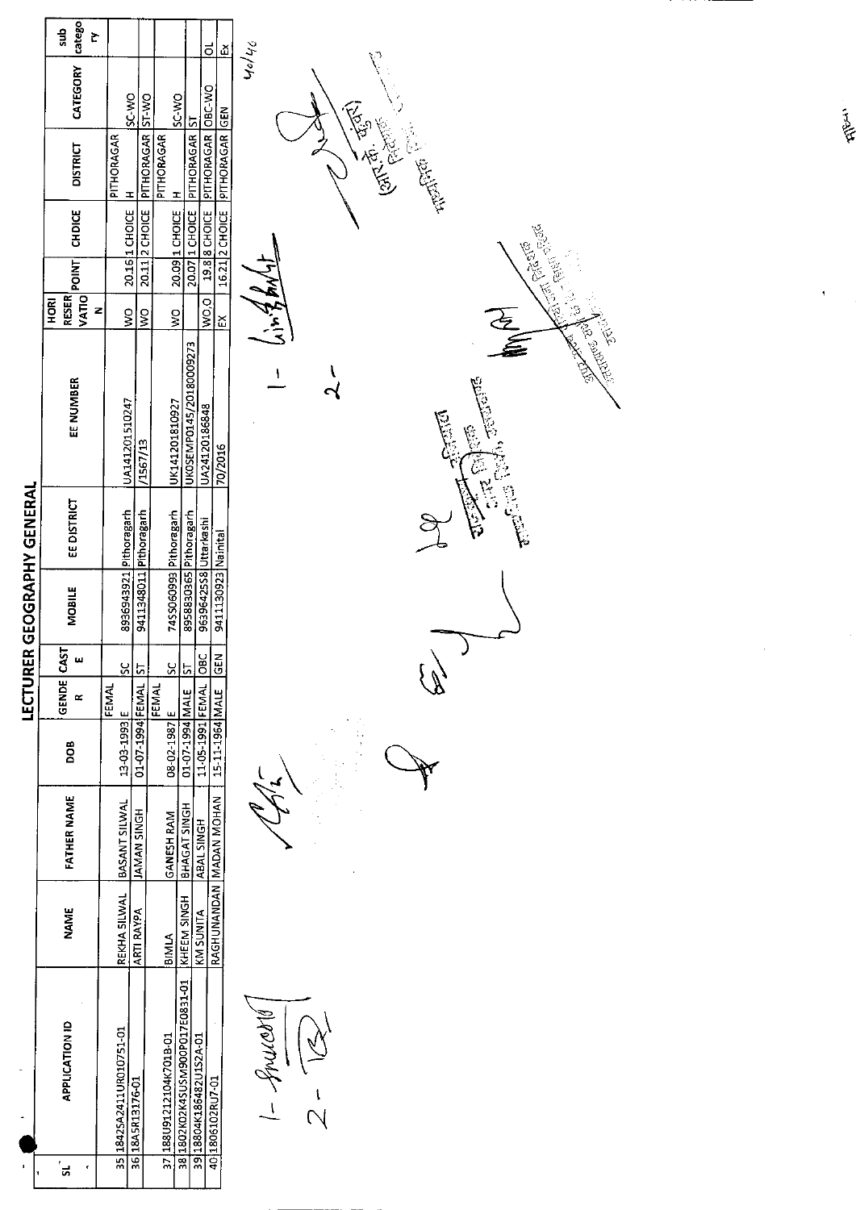# LECTURER GEOGRAPHY GENERAL

| SL | APPLICATION ID | NAME | FATHER NAME | DOB | GENDER | CASTE | MOBILE | EE DISTRICT | EE NUMBER | HORI RESERVATION | POINT | CHOICE | DISTRICT | CATEGORY | sub category |
|---|---|---|---|---|---|---|---|---|---|---|---|---|---|---|---|
| 35 | 1842SA2411UR010751-01 | REKHA SILWAL | BASANT SILWAL | 13-03-1993 | FEMALE | SC | 8936943921 | Pithoragarh | UA141201510247 | WO | 20.16 | 1 CHOICE | PITHORAGARH | SC-WO | |
| 36 | 18A5R13176-01 | ARTI RAYPA | JAMAN SINGH | 01-07-1994 | FEMAL | ST | 9411348011 | Pithoragarh | /1567/13 | WO | 20.11 | 2 CHOICE | PITHORAGARH | ST-WO | |
| 37 | 188U91212104K701B-01 | BIMLA | GANESH RAM | 08-02-1987 | FEMALE | SC | 7455060993 | Pithoragarh | UK14120181O927 | WO | 20.09 | 1 CHOICE | PITHORAGARH | SC-WO | |
| 38 | 1802K02K45USM900P017E0831-01 | KHEEM SINGH | BHAGAT SINGH | 01-07-1994 | MALE | ST | 8958830365 | Pithoragarh | UKOSEMP0145/20180009273 | | 20.07 | 1 CHOICE | PITHORAGARH | ST | |
| 39 | 18804K186482U1S2A-01 | KM SUNITA | ABAL SINGH | 11-05-1991 | FEMAL | OBC | 9639642558 | Uttarkashi | UA24120186848 | WO,O | 19.8 | 8 CHOICE | PITHORAGARH | OBC-WO | OL |
| 40 | 1806102RU7-01 | RAGHUNANDAN | MADAN MOHAN | 15-11-1964 | MALE | GEN | 9411130923 | Nainital | 70/2016 | EX | 16.21 | 2 CHOICE | PITHORAGARH | GEN | EX |

40/46

1- 
2-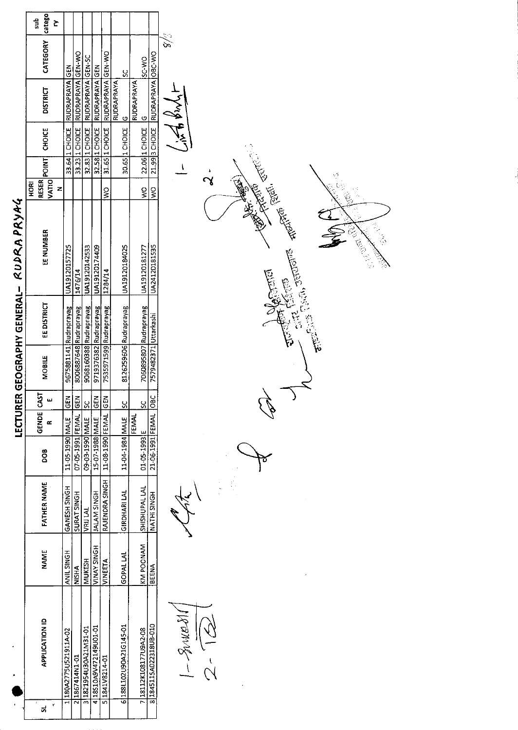# LECTURER GEOGRAPHY GENERAL- RUDRA PRYAG

| SL | APPLICATION ID | NAME | FATHER NAME | DOB | GENDER | CASTE | MOBILE | EE DISTRICT | EE NUMBER | HORI RESERVATION | POINT | CHOICE | DISTRICT | CATEGORY | sub category |
|---|---|---|---|---|---|---|---|---|---|---|---|---|---|---|---|
| 1 | 180A2775U521911A-02 | ANIL SINGH | GANESH SINGH | 11-05-1990 | MALE | GEN | 9675881141 | Rudraprayag | UA19120157725 | | 33.64 | 1 CHOICE | RUDRAPRAYAG | GEN | |
| 2 | 1867414N1-01 | NISHA | SURAT SINGH | 07-05-1991 | FEMAL | GEN | 8006887648 | Rudraprayag | 1476/14 | | 33.23 | 1 CHOICE | RUDRAPRAYAG | GEN-WO | |
| 3 | 1821954U30A21M31-01 | MUKESH | VRIJ LAL | 09-03-1990 | MALE | SC | 9068160388 | Rudraprayag | UA19120142533 | | 32.83 | 1 CHOICE | RUDRAPRAYAG | GEN-SC | |
| 4 | 18510A9V472149U01-01 | VINAY SINGH | JALAM SINGH | 15-07-1988 | MALE | GEN | 9719376382 | Rudraprayag | UA19120174409 | | 32.58 | 1 CHOICE | RUDRAPRAYAG | GEN | |
| 5 | 1841V8214-01 | VINEETA | RAJENDRA SINGH | 11-08-1990 | FEMAL | GEN | 7535971599 | Rudraprayag | 1284/14 | WO | 31.65 | 1 CHOICE | RUDRAPRAYAG | GEN-WO | |
| 6 | 188L102U90A21G145-01 | GOPAL LAL | GIRDHARI LAL | 11-04-1984 | MALE | SC | 8126259606 | Rudraprayag | UA19120184025 | | 30.65 | 1 CHOICE | RUDRAPRAYAG | SC | |
| 7 | 18112K10817709A2-08 | KM POONAM | SHISHUPAL LAL | 01-05-1993 | FEMALE | SC | 7060895807 | Rudraprayag | UA19120181277 | WO | 22.06 | 1 CHOICE | RUDRAPRAYAG | SC-WO | |
| 8 | 1845115A022318UB-010 | BEENA | NATHI SINGH | 21-06-1991 | FEMAL | OBC | 7579482371 | Uttarkashi | UA2412D181535 | WO | 21.99 | 3 CHOICE | RUDRAPRAYAG | OBC-WO | |

8/8

1- Suresh
2- (signature)

1- (signature)
2- (signature)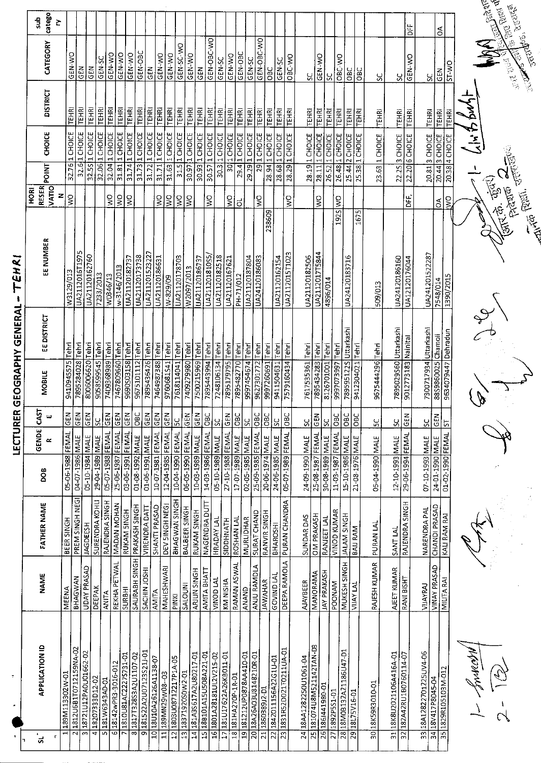# LECTURER GEOGRAPHY GENERAL - TEHRI

| SL | APPLICATION ID | NAME | FATHER NAME | DOB | GENDER | CASTE | MOBILE | EE DISTRICT | EE NUMBER | HORI RESERVATION | POINT | CHOICE | DISTRICT | CATEGORY | sub category |
|---|---|---|---|---|---|---|---|---|---|---|---|---|---|---|---|
| 1 | 189M113302W-01 | MEENA | BEER SINGH | 05-06-1988 | FEMAL | GEN | 9410945575 | Tehri | W3129/013 | WO | 32.76 | 1 CHOICE | TEHRI | GEN-WO | |
| 2 | 1812U6B1T0712159NA-02 | BHAGWAN | PREM SINGH NEGI | 04-07-1986 | MALE | GEN | 7895284028 | Tehri | UA21120161975 | | 32.6 | 1 CHOICE | TEHRI | GEN | |
| 3 | 18721U12PA0U01662-02 | UDAY PRASAD | JAGDEESH | 05-10-1984 | MALE | GEN | 8006006620 | Tehri | UA21120162760 | | 32.55 | 1 CHOICE | TEHRI | GEN | |
| 4 | 18207333D12-02 | DEEPAK | SURENDRA KOHLI | 29-04-1989 | MALE | SC | 9058599545 | Tehri | 7233/2013 | | 32.06 | 1 CHOICE | TEHRI | GEN-SC | |
| 5 | 181W6343A0-01 | ANITA | RAJENDRA SINGH | 05-07-1988 | FEMAL | GEN | 7409368989 | Tehri | W0846/13 | WO | 32.04 | 1 CHOICE | TEHRI | GEN-WO | |
| 6 | 18142wPR3-3016-012 | REKHA PETWAL | MADAN MOHAN | 25-06-1987 | FEMAL | GEN | 7467809660 | Tehri | w-3146/2013 | WO | 31.81 | 1 CHOICE | TEHRI | GEN-WO | |
| 7 | 1810U81AC22275731-01 | SURBHI | RUKAM SINGH | 03-06-1991 | FEMAL | GEN | 9690503158 | Tehri | UA21120182737 | WO | 31.74 | 1 CHOICE | TEHRI | GEN-WO | |
| 8 | 1817T328S3A2U1107-02 | SAURABH SINGH | PRAKASH SINGH | 01-08-1992 | MALE | OBC | 9675101112 | Tehri | UA21120173738 | | 31.73 | 1 CHOICE | TEHRI | GEN-OBC | |
| 9 | 181522A2U07123S21J-01 | SACHIN JOSHI | VIRENDRA DATT | 01-06-1991 | MALE | GEN | 7895436426 | Tehri | UA211201523227 | | 31.72 | 1 CHOICE | TEHRI | GEN | |
| 10 | 18U10A26126A1138-07 | AMITA | SHANTI PRASAD | 10-07-1981 | FEMAL | GEN | 7464987388 | Tehri | UA21120186631 | WO | 31.71 | 1 CHOICE | TEHRI | GEN-WO | |
| 11 | 189MN29W08--03 | MAHESHWARI | DEV SINGH NEGI | 12-04-1985 | FEMAL | GEN | 9760681541 | Tehri | W-829/09 | WO | 31.63 | 1 CHOICE | TEHRI | GEN-WO | |
| 12 | 1803U0871217P1A-05 | PINKI | BHAGWAN SINGH | 10-04-1990 | FEMAL | SC | 7618114041 | Tehri | UA21120178703 | WO | 31.5 | 1 CHOICE | TEHRI | GEN-SC-WO | |
| 13 | 18371920S0W2-01 | SALOUNI | BALBEER SINGH | 06-05-1990 | FEMAL | GEN | 7409279980 | Tehri | W2097/2013 | WO | 30.97 | 1 CHOICE | TEHRI | GEN-WO | |
| 14 | 181A3S617A2U80217-01 | ARJUN SINGH | RUKAM SINGH | 10-03-1989 | MALE | GEN | 7500215969 | Tehri | UA21120186737 | | 30.93 | 1 CHOICE | TEHRI | GEN | |
| 15 | 18B101A15U508A221-01 | AMITA BHATT | NAGENDRA DUTT | 14-03-1986 | FEMAL | OBC | 7895443994 | Tehri | UA21120181055/ | WO | 30.57 | 1 CHOICE | TEHRI | GEN-OBC-WO | |
| 16 | 1801A28181UI2V215-02 | VINOD LAL | HRADAY LAL | 05-10-1989 | MALE | SC | 7248106134 | Tehri | UA21120182518 | | 30.3 | 1 CHOICE | TEHRI | GEN-SC | |
| 17 | 181U17622A26K8011-01 | KM NISHA | SIDDHNATH | 27-10-1988 | FEMAL | GEN | 7895179795 | Tehri | UA21120167621 | WO | 30 | 1 CHOICE | TEHRI | GEN-WO | |
| 18 | 181HA270P-1R-01 | RAMAN ASWAL | ROSHAN LAL | 17-07-1989 | MALE | OBC | 7895482770 | Tehri | PH-71/012 | OL | 29.4 | 1 CHOICE | TEHRI | GEN-OBC | |
| 19 | 181212UP0878AA410-01 | ANAND | MURLIDHAR | 02-05-1985 | MALE | SC | 9997454674 | Tehri | UA21120187804 | | 29.29 | 1 CHOICE | TEHRI | GEN-SC | |
| 20 | 18A26A03U8148210R-01 | ANJU RAMOLA | SURAT CHAND | 25-09-1985 | FEMAL | OBC | 9627301772 | Tehri | UA24120186083 | WO | 29 | 1 CHOICE | TEHRI | GEN-OBC-WO | |
| 21 | 18603892J-01 | JAWAHAR | RANVIR SINGH | 20-06-1974 | MALE | OBC | 9997260691 | Tehri | 238609 | | 28.94 | 1 CHOICE | TEHRI | OBC | |
| 22 | 18420111S6A22G1U-01 | GOVIND LAL | BHAROSHI | 24-06-1985 | MALE | SC | 9411504631 | Tehri | UA21120162154 | | 28.68 | 1 CHOICE | TEHRI | GEN-SC | |
| 23 | 1831R52D021T0211UA-01 | DEEPA RAMOLA | PURAN CHANDRA | 05-07-1989 | FEMAL | OBC | 7579160434 | Tehri | UA21120151023 | WO | 28.29 | 1 CHOICE | TEHRI | OBC-WO | |
| 24 | 18AA1282250U1061-04 | AJAYBEER | SUNDAR DAS | 24-09-1990 | MALE | SC | 7617535361 | Tehri | UA21120182506 | | 28.19 | 1 CHOICE | TEHRI | SC | |
| 25 | 181074U8M521142TAN-03 | MANORAMA | OM PRAKASH | 25-08-1987 | FEMAL | GEN | 7895434283 | Tehri | UA21120175844 | WO | 28.11 | 1 CHOICE | TEHRI | GEN-WO | |
| 26 | 186J441980-01 | JAY PRAKASH | RANJEET LAL | 30-08-1989 | MALE | SC | 8126701003 | Tehri | 4896/014 | | 26.52 | 1 CHOICE | TEHRI | SC | |
| 27 | 1892P551-01 | POONAM | VINOD KUMAR | 11-03-1987 | FEMAL | OBC | 9997073997 | Tehri | 1925 | WO | 26.48 | 1 CHOICE | TEHRI | OBC-WO | |
| 28 | 18M0B137A21186U47-01 | MUKESH SINGH | JALAM SINGH | 15-10-1986 | MALE | OBC | 7895951225 | Uttarkashi | UA24120183716 | | 25.44 | 2 CHOICE | TEHRI | OBC | |
| 29 | 18L75V16-01 | VIJAY LAL | BAIJ RAM | 21-08-1976 | MALE | OBC | 9412304021 | Tehri | 1675 | | 25.38 | 1 CHOICE | TEHRI | OBC | |
| 30 | 18K59R3010-01 | RAJESH KUMAR | PURAN LAL | 05-04-1990 | MALE | SC | 9675444296 | Tehri | 509/013 | | 23.63 | 1 CHOICE | TEHRI | SC | |
| 31 | 18K8U2021106A416A-01 | AJEET KUMAR | SANT LAL | 12-10-1993 | MALE | SC | 7895029560 | Uttarkashi | UA24120186160 | | 22.25 | 3 CHOICE | TEHRI | SC | |
| 32 | 182A42RU1B0760114-07 | RANI BISHT | RAJENDRA SINGH | 29-06-1994 | FEMAL | GEN | 9012773183 | Nainital | UA12120176044 | DFF, | 22.20 | 6 CHOICE | TEHRI | GEN-WO | DFF |
| 33 | 18A1282270125UV4-06 | VIJAYRAJ | NARENDRA PAL | 07-10-1993 | MALE | SC | 7300717934 | Uttarkashi | UA24120152287 | | 20.81 | 3 CHOICE | TEHRI | SC | |
| 34 | 18V417P8045-04 | VINAY PRASAD | CHANDI PRASAD | 24-01-1990 | MALE | GEN | 8859860025 | Chamoli | 7548/014 | OA | 20.44 | 3 CHOICE | TEHRI | GEN | OA |
| 35 | 1829R105103M-012 | MILTA RAI | KALI RAM RAI | 01-02-1990 | FEMAL | ST | 9634079447 | Dehradun | 1390/2015 | WO | 20.38 | 4 CHOICE | TEHRI | ST-WO | |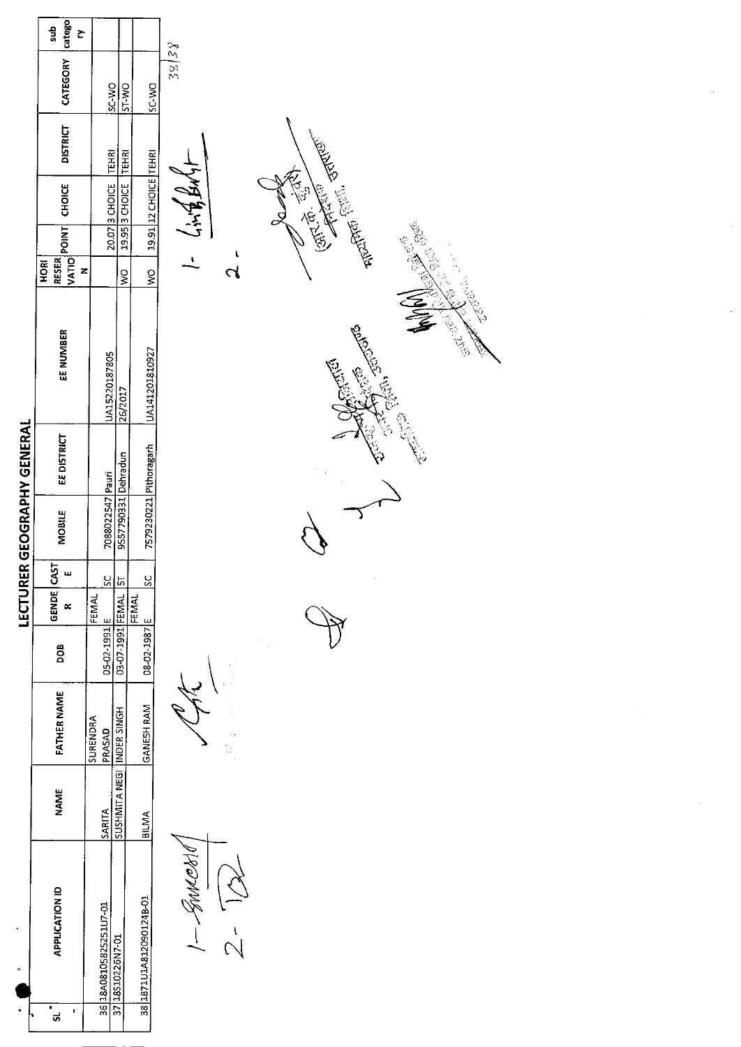# LECTURER GEOGRAPHY GENERAL

| SL | APPLICATION ID | NAME | FATHER NAME | DOB | GENDER | CASTE | MOBILE | EE DISTRICT | EE NUMBER | HORI RESERVATION | POINT | CHOICE | DISTRICT | CATEGORY | sub category |
|---|---|---|---|---|---|---|---|---|---|---|---|---|---|---|---|
| 36 | 18A0810582525107-01 | SARITA | SURENDRA PRASAD | 05-02-1991 | FEMALE | SC | 7088022547 | Pauri | UA15220187805 | | 20.07 | 3 CHOICE | TEHRI | SC-WO | |
| 37 | 18S10226N7-01 | SUSHMITA NEGI | INDER SINGH | 03-07-1991 | FEMALE | ST | 9557790331 | Dehradun | 26/2017 | WO | 19.95 | 3 CHOICE | TEHRI | ST-WO | |
| 38 | 1871U1A812090124B-01 | BILMA | GANESH RAM | 08-02-1987 | FEMALE | SC | 7579230221 | Pithoragarh | UA14120181O927 | WO | 19.91 | 12 CHOICE | TEHRI | SC-WO | |

38/38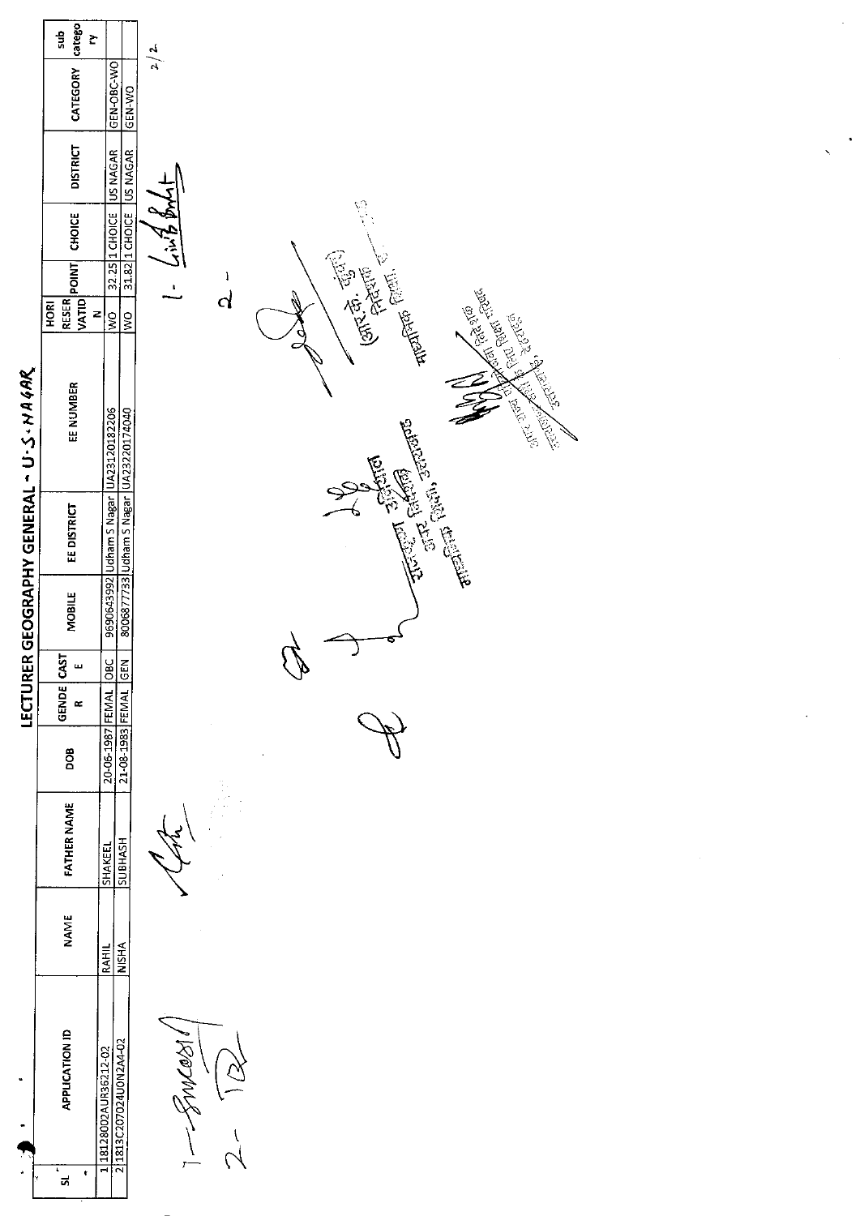# LECTURER GEOGRAPHY GENERAL - U.S. NAGAR

| SL | APPLICATION ID | NAME | FATHER NAME | DOB | GENDER | CASTE | MOBILE | EE DISTRICT | EE NUMBER | HORI RESERVATION | POINT | CHOICE | DISTRICT | CATEGORY | sub category |
|---|---|---|---|---|---|---|---|---|---|---|---|---|---|---|---|
| 1 | 18128002AUR36212-02 | RAHIL | SHAKEEL | 20-06-1987 | FEMAL | OBC | 9690643992 | Udham S Nagar | UA23120182206 | WO | 32.25 | 1 CHOICE | US NAGAR | GEN-OBC-WO | |
| 2 | 1813C207024U0N2A4-02 | NISHA | SUBHASH | 21-08-1983 | FEMAL | GEN | 8006877733 | Udham S Nagar | UA23220174040 | WO | 31.82 | 1 CHOICE | US NAGAR | GEN-WO | |

2/2

(आर.के. कुंवर)
निदेशक
माध्यमिक शिक्षा, उत्तराखण्ड

उत्तराखण्ड अधिकारी
अपर निदेशक
अपर शिक्षा, उत्तराखण्ड

अपर राज्य परियोजना निदेशक
उत्तराखण्ड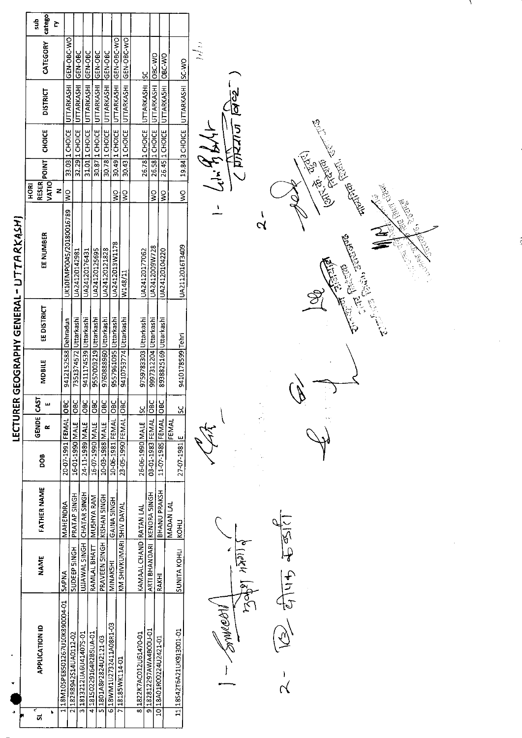# LECTURER GEOGRAPHY GENERAL - UTTARKASHI

| SL | APPLICATION ID | NAME | FATHER NAME | DOB | GENDER | CASTE | MOBILE | EE DISTRICT | EE NUMBER | HORI RESERVATION | POINT | CHOICE | DISTRICT | CATEGORY | sub category |
|---|---|---|---|---|---|---|---|---|---|---|---|---|---|---|---|
| 1 | 18M10SPE8501267U10K890004-01 | SAPNA | MAHENDRA | 20-07-1991 | FEMAL | OBC | 9412152588 | Dehradun | UK10EMP0045/2018001 6789 | WO | 33.03 | 1 CHOICE | UTTARKASHI | GEN-OBC-WO | |
| 2 | 182R8942514UA0112-02 | SUDEEP SINGH | PRATAP SINGH | 16-01-1990 | MALE | OBC | 7351374572 | Uttarkashi | UA24120142981 | | 32.29 | 1 CHOICE | UTTARKASHI | GEN-OBC | |
| 3 | 1813212UA6U41407S-01 | UJJAWAL SINGH | CHATAR SINGH | 24-11-1989 | MALE | OBC | 9411174539 | Uttarkashi | UA24120176431 | | 31.01 | 1 CHOICE | UTTARKASHI | GEN-OBC | |
| 4 | 1815022916 4R2B5UA-01 | RAMLAL BHATT | MUSHYA RAM | 16-07-1990 | MALE | OBC | 9557003219 | Uttarkashi | UA24120125695 | | 30.87 | 1 CHOICE | UTTARKASHI | GEN-OBC | |
| 5 | 1801A8P2824U2121-03 | PRAVEEN SINGH | KISHAN SINGH | 10-03-1988 | MALE | OBC | 9760888960 | Uttarkashi | UA24120121828 | | 30.78 | 1 CHOICE | UTTARKASHI | GEN-OBC | |
| 6 | 18WM1U2732411A08R1-03 | MINAKSHI | GAINA SINGH | 10-06-1981 | FEMAL | OBC | 9557961095 | Uttarkashi | UA2412013W1178 | WO | 30.49 | 1 CHOICE | UTTARKASHI | GEN-OBC-WO | |
| 7 | 18185WK114-01 | KM SHIVKUMARI | SHIV DAYAL | 23-05-1990 | FEMAL | OBC | 9410753774 | Uttarkashi | W148/11 | WO | 30.43 | 1 CHOICE | UTTARKASHI | GEN-OBC-WO | |
| 8 | 1822K7AC012U61470-01 | KAMAAL CHAND | RATAN LAL | 26-06-1990 | MALE | SC | 9759783303 | Uttarkashi | UA24120177062 | | 26.78 | 1 CHOICE | UTTARKASHI | SC | |
| 9 | 182812297AWA4B00U-01 | ARTI BHANDARI | KENDRA SINGH | 03-01-1983 | FEMAL | OBC | 9997312204 | Uttarkashi | UA2412009W728 | WO | 26.58 | 1 CHOICE | UTTARKASHI | OBC-WO | |
| 10 | 18A01R00224U2421-01 | RAKHI | BHANU PRAKSH | 11-07-1985 | FEMAL | OBC | 8938825169 | Uttarkashi | UA24120104220 | WO | 26.45 | 1 CHOICE | UTTARKASHI | OBC-WO | |
| 11 | 18S42T6A21UK913001-01 | SUNITA KOHLI | MADAN LAL KOHLI | 27-07-1981 | FEMALE | SC | 9410178599 | Tehri | UA21120161T3409 | WO | 19.84 | 3 CHOICE | UTTARKASHI | SC-WO | |